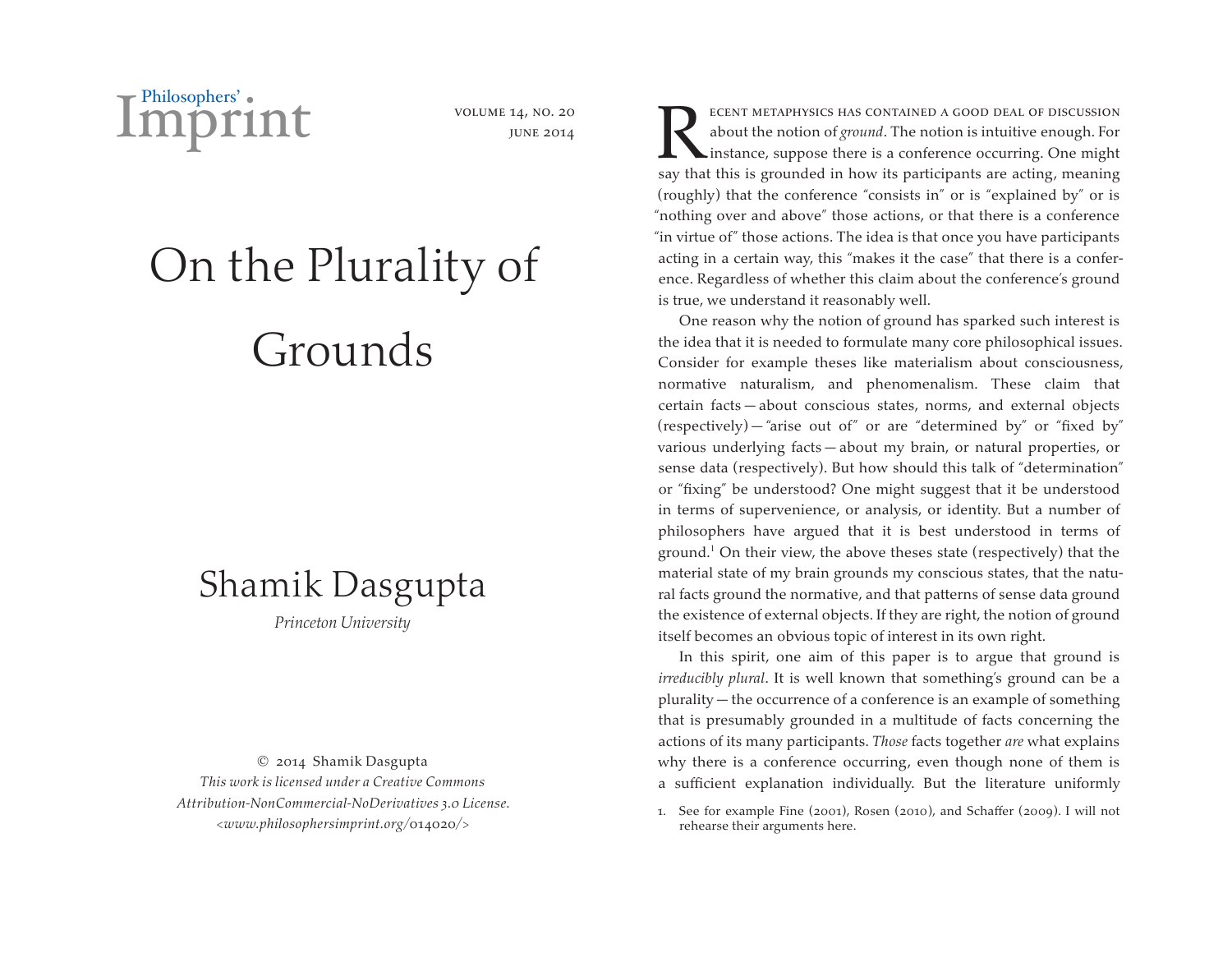# On the Plurality of Grounds

## Shamik Dasgupta

*Princeton University*

© 2014 Shamik Dasgupta
*This work is licensed under a Creative Commons Attribution-NonCommercial-NoDerivatives 3.0 License.*
*<www.philosophersimprint.org/014020/>*

Recent metaphysics has contained a good deal of discussion about the notion of *ground*. The notion is intuitive enough. For instance, suppose there is a conference occurring. One might say that this is grounded in how its participants are acting, meaning (roughly) that the conference "consists in" or is "explained by" or is "nothing over and above" those actions, or that there is a conference "in virtue of" those actions. The idea is that once you have participants acting in a certain way, this "makes it the case" that there is a conference. Regardless of whether this claim about the conference's ground is true, we understand it reasonably well.

One reason why the notion of ground has sparked such interest is the idea that it is needed to formulate many core philosophical issues. Consider for example theses like materialism about consciousness, normative naturalism, and phenomenalism. These claim that certain facts — about conscious states, norms, and external objects (respectively) — "arise out of" or are "determined by" or "fixed by" various underlying facts — about my brain, or natural properties, or sense data (respectively). But how should this talk of "determination" or "fixing" be understood? One might suggest that it be understood in terms of supervenience, or analysis, or identity. But a number of philosophers have argued that it is best understood in terms of ground.[1] On their view, the above theses state (respectively) that the material state of my brain grounds my conscious states, that the natural facts ground the normative, and that patterns of sense data ground the existence of external objects. If they are right, the notion of ground itself becomes an obvious topic of interest in its own right.

In this spirit, one aim of this paper is to argue that ground is *irreducibly plural*. It is well known that something's ground can be a plurality — the occurrence of a conference is an example of something that is presumably grounded in a multitude of facts concerning the actions of its many participants. *Those* facts together *are* what explains why there is a conference occurring, even though none of them is a sufficient explanation individually. But the literature uniformly

1. See for example Fine (2001), Rosen (2010), and Schaffer (2009). I will not rehearse their arguments here.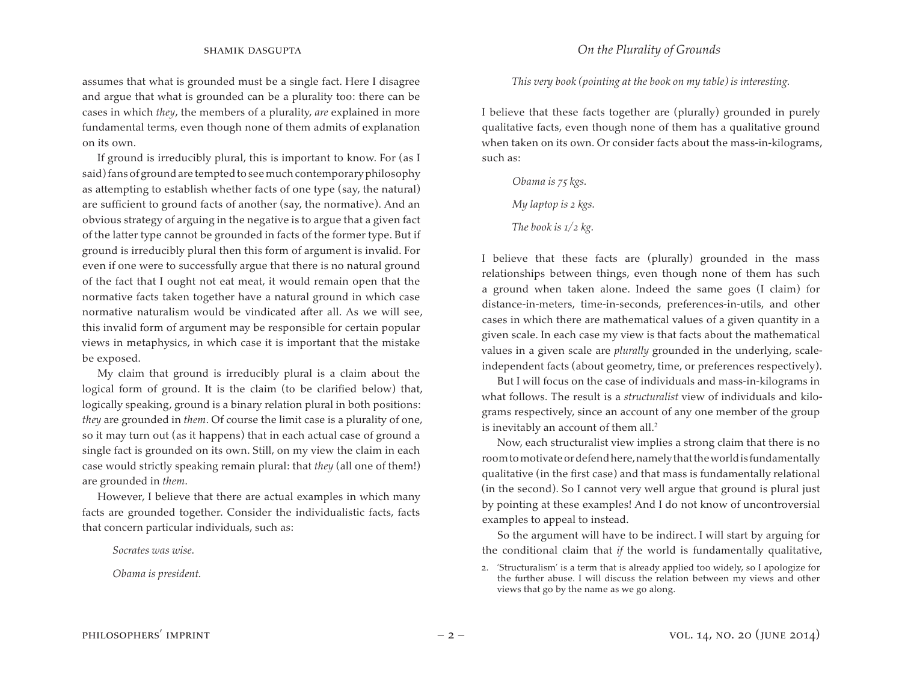assumes that what is grounded must be a single fact. Here I disagree and argue that what is grounded can be a plurality too: there can be cases in which *they*, the members of a plurality, *are* explained in more fundamental terms, even though none of them admits of explanation on its own.

If ground is irreducibly plural, this is important to know. For (as I said) fans of ground are tempted to see much contemporary philosophy as attempting to establish whether facts of one type (say, the natural) are sufficient to ground facts of another (say, the normative). And an obvious strategy of arguing in the negative is to argue that a given fact of the latter type cannot be grounded in facts of the former type. But if ground is irreducibly plural then this form of argument is invalid. For even if one were to successfully argue that there is no natural ground of the fact that I ought not eat meat, it would remain open that the normative facts taken together have a natural ground in which case normative naturalism would be vindicated after all. As we will see, this invalid form of argument may be responsible for certain popular views in metaphysics, in which case it is important that the mistake be exposed.

My claim that ground is irreducibly plural is a claim about the logical form of ground. It is the claim (to be clarified below) that, logically speaking, ground is a binary relation plural in both positions: *they* are grounded in *them*. Of course the limit case is a plurality of one, so it may turn out (as it happens) that in each actual case of ground a single fact is grounded on its own. Still, on my view the claim in each case would strictly speaking remain plural: that *they* (all one of them!) are grounded in *them*.

However, I believe that there are actual examples in which many facts are grounded together. Consider the individualistic facts, facts that concern particular individuals, such as:

> *Socrates was wise.*
>
> *Obama is president.*
>
> *This very book (pointing at the book on my table) is interesting.*

I believe that these facts together are (plurally) grounded in purely qualitative facts, even though none of them has a qualitative ground when taken on its own. Or consider facts about the mass-in-kilograms, such as:

> *Obama is 75 kgs.*
>
> *My laptop is 2 kgs.*
>
> *The book is 1/2 kg.*

I believe that these facts are (plurally) grounded in the mass relationships between things, even though none of them has such a ground when taken alone. Indeed the same goes (I claim) for distance-in-meters, time-in-seconds, preferences-in-utils, and other cases in which there are mathematical values of a given quantity in a given scale. In each case my view is that facts about the mathematical values in a given scale are *plurally* grounded in the underlying, scale-independent facts (about geometry, time, or preferences respectively).

But I will focus on the case of individuals and mass-in-kilograms in what follows. The result is a *structuralist* view of individuals and kilograms respectively, since an account of any one member of the group is inevitably an account of them all.[2]

Now, each structuralist view implies a strong claim that there is no room to motivate or defend here, namely that the world is fundamentally qualitative (in the first case) and that mass is fundamentally relational (in the second). So I cannot very well argue that ground is plural just by pointing at these examples! And I do not know of uncontroversial examples to appeal to instead.

So the argument will have to be indirect. I will start by arguing for the conditional claim that *if* the world is fundamentally qualitative,

2. 'Structuralism' is a term that is already applied too widely, so I apologize for the further abuse. I will discuss the relation between my views and other views that go by the name as we go along.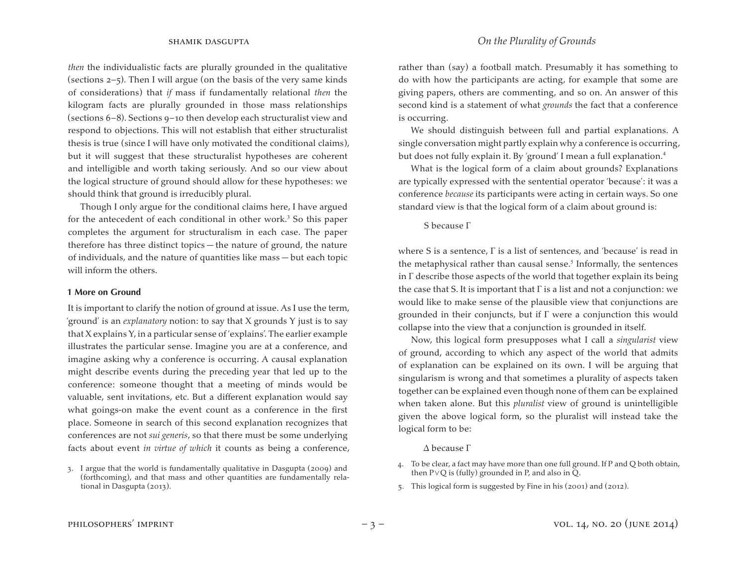*then* the individualistic facts are plurally grounded in the qualitative (sections 2–5). Then I will argue (on the basis of the very same kinds of considerations) that *if* mass if fundamentally relational *then* the kilogram facts are plurally grounded in those mass relationships (sections 6–8). Sections 9–10 then develop each structuralist view and respond to objections. This will not establish that either structuralist thesis is true (since I will have only motivated the conditional claims), but it will suggest that these structuralist hypotheses are coherent and intelligible and worth taking seriously. And so our view about the logical structure of ground should allow for these hypotheses: we should think that ground is irreducibly plural.

Though I only argue for the conditional claims here, I have argued for the antecedent of each conditional in other work.[3] So this paper completes the argument for structuralism in each case. The paper therefore has three distinct topics — the nature of ground, the nature of individuals, and the nature of quantities like mass — but each topic will inform the others.

## 1 More on Ground

It is important to clarify the notion of ground at issue. As I use the term, 'ground' is an *explanatory* notion: to say that X grounds Y just is to say that X explains Y, in a particular sense of 'explains'. The earlier example illustrates the particular sense. Imagine you are at a conference, and imagine asking why a conference is occurring. A causal explanation might describe events during the preceding year that led up to the conference: someone thought that a meeting of minds would be valuable, sent invitations, etc. But a different explanation would say what goings-on make the event count as a conference in the first place. Someone in search of this second explanation recognizes that conferences are not *sui generis*, so that there must be some underlying facts about event *in virtue of which* it counts as being a conference, rather than (say) a football match. Presumably it has something to do with how the participants are acting, for example that some are giving papers, others are commenting, and so on. An answer of this second kind is a statement of what *grounds* the fact that a conference is occurring.

We should distinguish between full and partial explanations. A single conversation might partly explain why a conference is occurring, but does not fully explain it. By 'ground' I mean a full explanation.[4]

What is the logical form of a claim about grounds? Explanations are typically expressed with the sentential operator 'because': it was a conference *because* its participants were acting in certain ways. So one standard view is that the logical form of a claim about ground is:

S because $\Gamma$

where S is a sentence, $\Gamma$ is a list of sentences, and 'because' is read in the metaphysical rather than causal sense.[5] Informally, the sentences in $\Gamma$ describe those aspects of the world that together explain its being the case that S. It is important that $\Gamma$ is a list and not a conjunction: we would like to make sense of the plausible view that conjunctions are grounded in their conjuncts, but if $\Gamma$ were a conjunction this would collapse into the view that a conjunction is grounded in itself.

Now, this logical form presupposes what I call a *singularist* view of ground, according to which any aspect of the world that admits of explanation can be explained on its own. I will be arguing that singularism is wrong and that sometimes a plurality of aspects taken together can be explained even though none of them can be explained when taken alone. But this *pluralist* view of ground is unintelligible given the above logical form, so the pluralist will instead take the logical form to be:

$\Delta$ because $\Gamma$

3. I argue that the world is fundamentally qualitative in Dasgupta (2009) and (forthcoming), and that mass and other quantities are fundamentally relational in Dasgupta (2013).

4. To be clear, a fact may have more than one full ground. If P and Q both obtain, then $P \vee Q$ is (fully) grounded in P, and also in Q.

5. This logical form is suggested by Fine in his (2001) and (2012).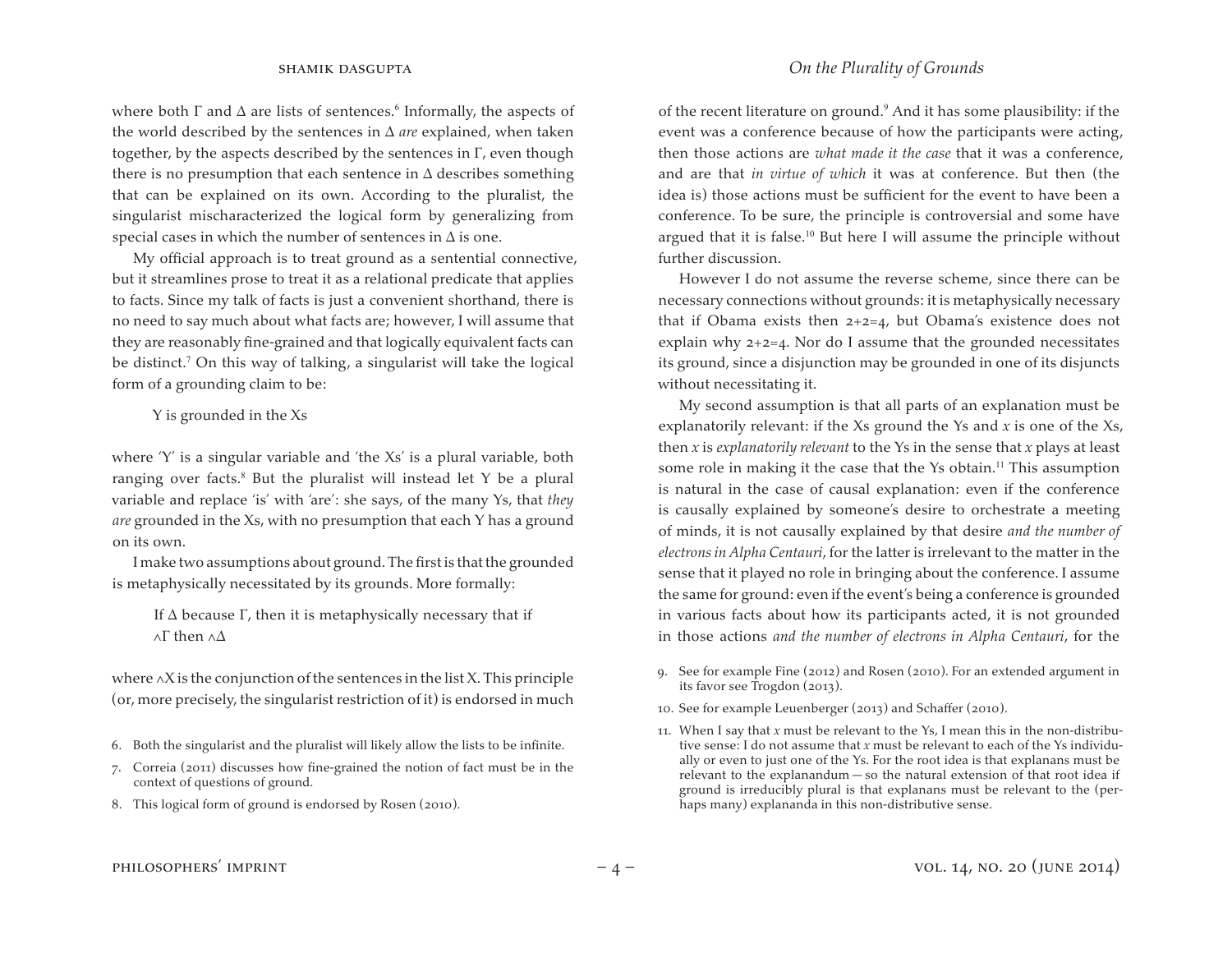where both Γ and Δ are lists of sentences.[6] Informally, the aspects of the world described by the sentences in Δ *are* explained, when taken together, by the aspects described by the sentences in Γ, even though there is no presumption that each sentence in Δ describes something that can be explained on its own. According to the pluralist, the singularist mischaracterized the logical form by generalizing from special cases in which the number of sentences in Δ is one.

My official approach is to treat ground as a sentential connective, but it streamlines prose to treat it as a relational predicate that applies to facts. Since my talk of facts is just a convenient shorthand, there is no need to say much about what facts are; however, I will assume that they are reasonably fine-grained and that logically equivalent facts can be distinct.[7] On this way of talking, a singularist will take the logical form of a grounding claim to be:

> Y is grounded in the Xs

where 'Y' is a singular variable and 'the Xs' is a plural variable, both ranging over facts.[8] But the pluralist will instead let Y be a plural variable and replace 'is' with 'are': she says, of the many Ys, that *they are* grounded in the Xs, with no presumption that each Y has a ground on its own.

I make two assumptions about ground. The first is that the grounded is metaphysically necessitated by its grounds. More formally:

> If Δ because Γ, then it is metaphysically necessary that if $\wedge\Gamma$ then $\wedge\Delta$

where $\wedge X$ is the conjunction of the sentences in the list X. This principle (or, more precisely, the singularist restriction of it) is endorsed in much of the recent literature on ground.[9] And it has some plausibility: if the event was a conference because of how the participants were acting, then those actions are *what made it the case* that it was a conference, and are that *in virtue of which* it was at conference. But then (the idea is) those actions must be sufficient for the event to have been a conference. To be sure, the principle is controversial and some have argued that it is false.[10] But here I will assume the principle without further discussion.

However I do not assume the reverse scheme, since there can be necessary connections without grounds: it is metaphysically necessary that if Obama exists then 2+2=4, but Obama's existence does not explain why 2+2=4. Nor do I assume that the grounded necessitates its ground, since a disjunction may be grounded in one of its disjuncts without necessitating it.

My second assumption is that all parts of an explanation must be explanatorily relevant: if the Xs ground the Ys and $x$ is one of the Xs, then $x$ is *explanatorily relevant* to the Ys in the sense that $x$ plays at least some role in making it the case that the Ys obtain.[11] This assumption is natural in the case of causal explanation: even if the conference is causally explained by someone's desire to orchestrate a meeting of minds, it is not causally explained by that desire *and the number of electrons in Alpha Centauri*, for the latter is irrelevant to the matter in the sense that it played no role in bringing about the conference. I assume the same for ground: even if the event's being a conference is grounded in various facts about how its participants acted, it is not grounded in those actions *and the number of electrons in Alpha Centauri*, for the

6. Both the singularist and the pluralist will likely allow the lists to be infinite.

7. Correia (2011) discusses how fine-grained the notion of fact must be in the context of questions of ground.

8. This logical form of ground is endorsed by Rosen (2010).

9. See for example Fine (2012) and Rosen (2010). For an extended argument in its favor see Trogdon (2013).

10. See for example Leuenberger (2013) and Schaffer (2010).

11. When I say that $x$ must be relevant to the Ys, I mean this in the non-distributive sense: I do not assume that $x$ must be relevant to each of the Ys individually or even to just one of the Ys. For the root idea is that explanans must be relevant to the explanandum — so the natural extension of that root idea if ground is irreducibly plural is that explanans must be relevant to the (perhaps many) explananda in this non-distributive sense.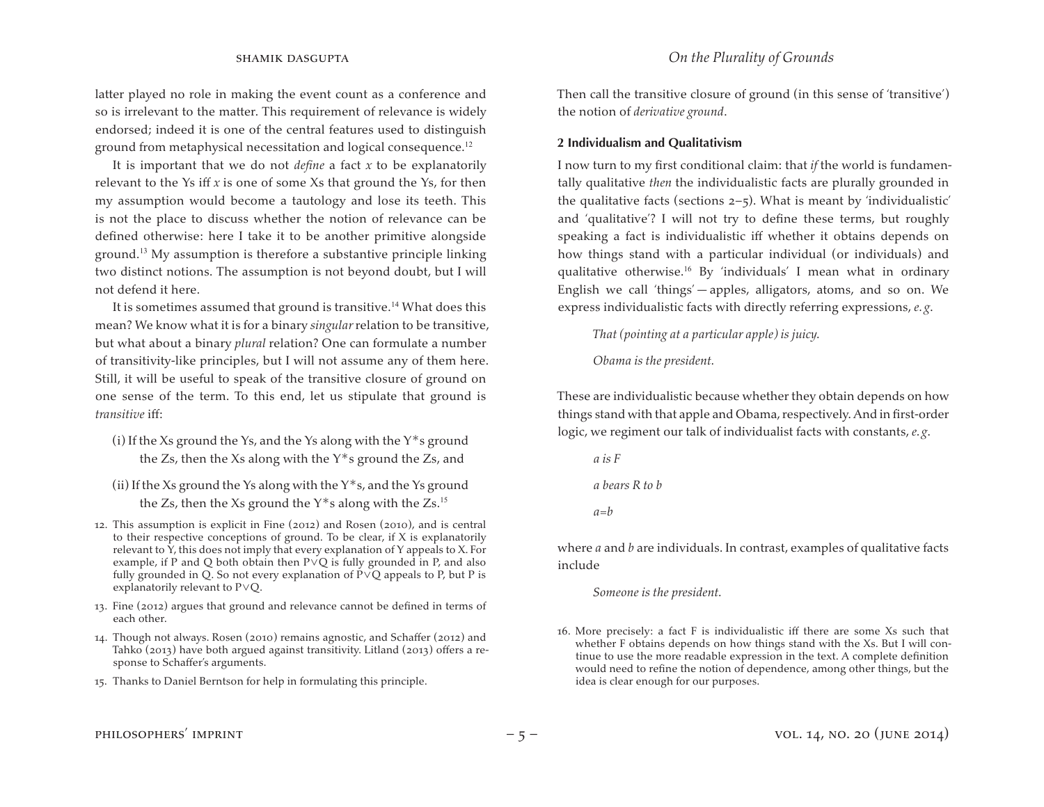latter played no role in making the event count as a conference and so is irrelevant to the matter. This requirement of relevance is widely endorsed; indeed it is one of the central features used to distinguish ground from metaphysical necessitation and logical consequence.[12]

It is important that we do not *define* a fact *x* to be explanatorily relevant to the Ys iff *x* is one of some Xs that ground the Ys, for then my assumption would become a tautology and lose its teeth. This is not the place to discuss whether the notion of relevance can be defined otherwise: here I take it to be another primitive alongside ground.[13] My assumption is therefore a substantive principle linking two distinct notions. The assumption is not beyond doubt, but I will not defend it here.

It is sometimes assumed that ground is transitive.[14] What does this mean? We know what it is for a binary *singular* relation to be transitive, but what about a binary *plural* relation? One can formulate a number of transitivity-like principles, but I will not assume any of them here. Still, it will be useful to speak of the transitive closure of ground on one sense of the term. To this end, let us stipulate that ground is *transitive* iff:

(i) If the Xs ground the Ys, and the Ys along with the Y*s ground the Zs, then the Xs along with the Y*s ground the Zs, and

(ii) If the Xs ground the Ys along with the Y*s, and the Ys ground the Zs, then the Xs ground the Y*s along with the Zs.[15]

Then call the transitive closure of ground (in this sense of 'transitive') the notion of *derivative ground*.

## 2 Individualism and Qualitativism

I now turn to my first conditional claim: that *if* the world is fundamentally qualitative *then* the individualistic facts are plurally grounded in the qualitative facts (sections 2–5). What is meant by 'individualistic' and 'qualitative'? I will not try to define these terms, but roughly speaking a fact is individualistic iff whether it obtains depends on how things stand with a particular individual (or individuals) and qualitative otherwise.[16] By 'individuals' I mean what in ordinary English we call 'things' — apples, alligators, atoms, and so on. We express individualistic facts with directly referring expressions, *e.g.*

*That (pointing at a particular apple) is juicy.*

*Obama is the president.*

These are individualistic because whether they obtain depends on how things stand with that apple and Obama, respectively. And in first-order logic, we regiment our talk of individualist facts with constants, *e.g.*

*a is F*

*a bears R to b*

*a=b*

where *a* and *b* are individuals. In contrast, examples of qualitative facts include

*Someone is the president.*

---

12. This assumption is explicit in Fine (2012) and Rosen (2010), and is central to their respective conceptions of ground. To be clear, if X is explanatorily relevant to Y, this does not imply that every explanation of Y appeals to X. For example, if P and Q both obtain then P∨Q is fully grounded in P, and also fully grounded in Q. So not every explanation of P∨Q appeals to P, but P is explanatorily relevant to P∨Q.

13. Fine (2012) argues that ground and relevance cannot be defined in terms of each other.

14. Though not always. Rosen (2010) remains agnostic, and Schaffer (2012) and Tahko (2013) have both argued against transitivity. Litland (2013) offers a response to Schaffer's arguments.

15. Thanks to Daniel Berntson for help in formulating this principle.

16. More precisely: a fact F is individualistic iff there are some Xs such that whether F obtains depends on how things stand with the Xs. But I will continue to use the more readable expression in the text. A complete definition would need to refine the notion of dependence, among other things, but the idea is clear enough for our purposes.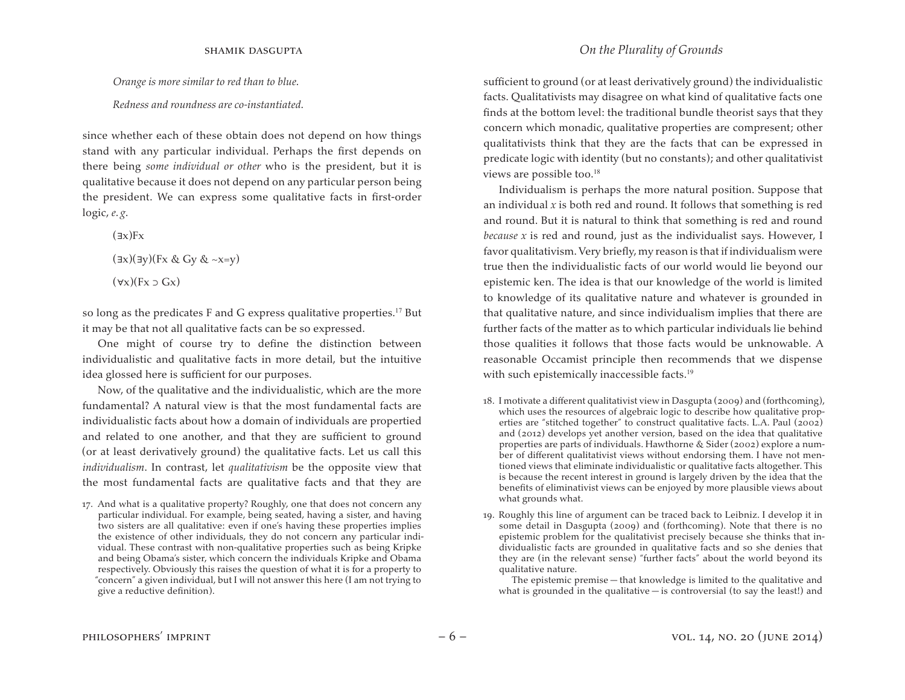*Orange is more similar to red than to blue.*

*Redness and roundness are co-instantiated.*

since whether each of these obtain does not depend on how things stand with any particular individual. Perhaps the first depends on there being *some individual or other* who is the president, but it is qualitative because it does not depend on any particular person being the president. We can express some qualitative facts in first-order logic, *e.g.*

$(\exists x)Fx$

$(\exists x)(\exists y)(Fx \,\&\, Gy \,\&\, {\sim}x{=}y)$

$(\forall x)(Fx \supset Gx)$

so long as the predicates F and G express qualitative properties.[17] But it may be that not all qualitative facts can be so expressed.

One might of course try to define the distinction between individualistic and qualitative facts in more detail, but the intuitive idea glossed here is sufficient for our purposes.

Now, of the qualitative and the individualistic, which are the more fundamental? A natural view is that the most fundamental facts are individualistic facts about how a domain of individuals are propertied and related to one another, and that they are sufficient to ground (or at least derivatively ground) the qualitative facts. Let us call this *individualism*. In contrast, let *qualitativism* be the opposite view that the most fundamental facts are qualitative facts and that they are sufficient to ground (or at least derivatively ground) the individualistic facts. Qualitativists may disagree on what kind of qualitative facts one finds at the bottom level: the traditional bundle theorist says that they concern which monadic, qualitative properties are compresent; other qualitativists think that they are the facts that can be expressed in predicate logic with identity (but no constants); and other qualitativist views are possible too.[18]

Individualism is perhaps the more natural position. Suppose that an individual *x* is both red and round. It follows that something is red and round. But it is natural to think that something is red and round *because x* is red and round, just as the individualist says. However, I favor qualitativism. Very briefly, my reason is that if individualism were true then the individualistic facts of our world would lie beyond our epistemic ken. The idea is that our knowledge of the world is limited to knowledge of its qualitative nature and whatever is grounded in that qualitative nature, and since individualism implies that there are further facts of the matter as to which particular individuals lie behind those qualities it follows that those facts would be unknowable. A reasonable Occamist principle then recommends that we dispense with such epistemically inaccessible facts.[19]

---

17. And what is a qualitative property? Roughly, one that does not concern any particular individual. For example, being seated, having a sister, and having two sisters are all qualitative: even if one's having these properties implies the existence of other individuals, they do not concern any particular individual. These contrast with non-qualitative properties such as being Kripke and being Obama's sister, which concern the individuals Kripke and Obama respectively. Obviously this raises the question of what it is for a property to "concern" a given individual, but I will not answer this here (I am not trying to give a reductive definition).

18. I motivate a different qualitativist view in Dasgupta (2009) and (forthcoming), which uses the resources of algebraic logic to describe how qualitative properties are "stitched together" to construct qualitative facts. L.A. Paul (2002) and (2012) develops yet another version, based on the idea that qualitative properties are parts of individuals. Hawthorne & Sider (2002) explore a number of different qualitativist views without endorsing them. I have not mentioned views that eliminate individualistic or qualitative facts altogether. This is because the recent interest in ground is largely driven by the idea that the benefits of eliminativist views can be enjoyed by more plausible views about what grounds what.

19. Roughly this line of argument can be traced back to Leibniz. I develop it in some detail in Dasgupta (2009) and (forthcoming). Note that there is no epistemic problem for the qualitativist precisely because she thinks that individualistic facts are grounded in qualitative facts and so she denies that they are (in the relevant sense) "further facts" about the world beyond its qualitative nature.

    The epistemic premise — that knowledge is limited to the qualitative and what is grounded in the qualitative — is controversial (to say the least!) and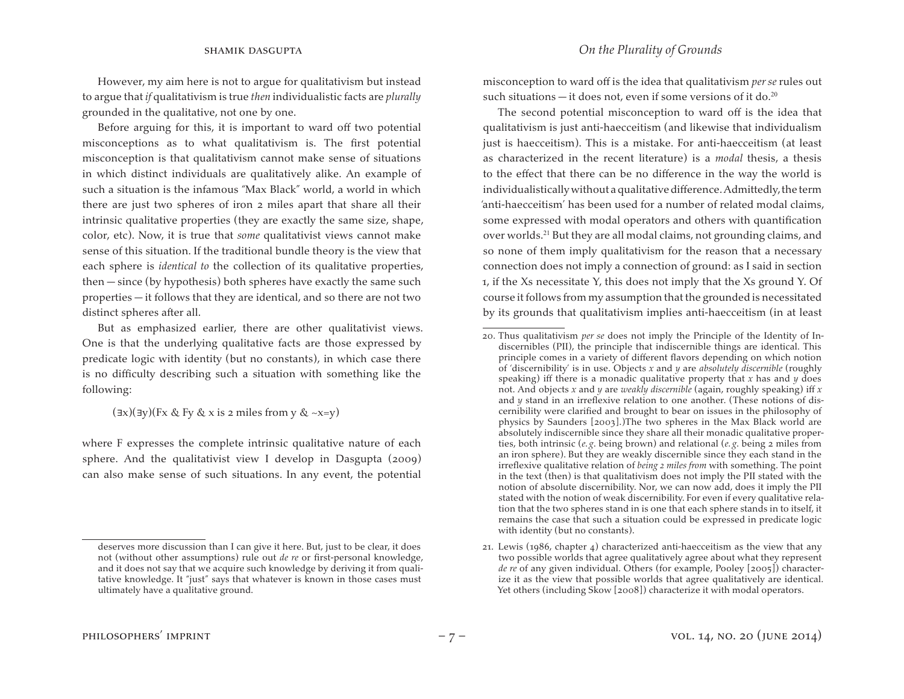However, my aim here is not to argue for qualitativism but instead to argue that *if* qualitativism is true *then* individualistic facts are *plurally* grounded in the qualitative, not one by one.

Before arguing for this, it is important to ward off two potential misconceptions as to what qualitativism is. The first potential misconception is that qualitativism cannot make sense of situations in which distinct individuals are qualitatively alike. An example of such a situation is the infamous "Max Black" world, a world in which there are just two spheres of iron 2 miles apart that share all their intrinsic qualitative properties (they are exactly the same size, shape, color, etc). Now, it is true that *some* qualitativist views cannot make sense of this situation. If the traditional bundle theory is the view that each sphere is *identical to* the collection of its qualitative properties, then — since (by hypothesis) both spheres have exactly the same such properties — it follows that they are identical, and so there are not two distinct spheres after all.

But as emphasized earlier, there are other qualitativist views. One is that the underlying qualitative facts are those expressed by predicate logic with identity (but no constants), in which case there is no difficulty describing such a situation with something like the following:

$(\exists x)(\exists y)(Fx \,\&\, Fy \,\&\, x \text{ is 2 miles from } y \,\&\, {\sim}x{=}y)$

where F expresses the complete intrinsic qualitative nature of each sphere. And the qualitativist view I develop in Dasgupta (2009) can also make sense of such situations. In any event, the potential misconception to ward off is the idea that qualitativism *per se* rules out such situations — it does not, even if some versions of it do.[20]

The second potential misconception to ward off is the idea that qualitativism is just anti-haecceitism (and likewise that individualism just is haecceitism). This is a mistake. For anti-haecceitism (at least as characterized in the recent literature) is a *modal* thesis, a thesis to the effect that there can be no difference in the way the world is individualistically without a qualitative difference. Admittedly, the term 'anti-haecceitism' has been used for a number of related modal claims, some expressed with modal operators and others with quantification over worlds.[21] But they are all modal claims, not grounding claims, and so none of them imply qualitativism for the reason that a necessary connection does not imply a connection of ground: as I said in section 1, if the Xs necessitate Y, this does not imply that the Xs ground Y. Of course it follows from my assumption that the grounded is necessitated by its grounds that qualitativism implies anti-haecceitism (in at least

---

deserves more discussion than I can give it here. But, just to be clear, it does not (without other assumptions) rule out *de re* or first-personal knowledge, and it does not say that we acquire such knowledge by deriving it from qualitative knowledge. It "just" says that whatever is known in those cases must ultimately have a qualitative ground.

20. Thus qualitativism *per se* does not imply the Principle of the Identity of Indiscernibles (PII), the principle that indiscernible things are identical. This principle comes in a variety of different flavors depending on which notion of 'discernibility' is in use. Objects *x* and *y* are *absolutely discernible* (roughly speaking) iff there is a monadic qualitative property that *x* has and *y* does not. And objects *x* and *y* are *weakly discernible* (again, roughly speaking) iff *x* and *y* stand in an irreflexive relation to one another. (These notions of discernibility were clarified and brought to bear on issues in the philosophy of physics by Saunders [2003].)The two spheres in the Max Black world are absolutely indiscernible since they share all their monadic qualitative properties, both intrinsic (*e.g.* being brown) and relational (*e.g.* being 2 miles from an iron sphere). But they are weakly discernible since they each stand in the irreflexive qualitative relation of *being 2 miles from* with something. The point in the text (then) is that qualitativism does not imply the PII stated with the notion of absolute discernibility. Nor, we can now add, does it imply the PII stated with the notion of weak discernibility. For even if every qualitative relation that the two spheres stand in is one that each sphere stands in to itself, it remains the case that such a situation could be expressed in predicate logic with identity (but no constants).

21. Lewis (1986, chapter 4) characterized anti-haecceitism as the view that any two possible worlds that agree qualitatively agree about what they represent *de re* of any given individual. Others (for example, Pooley [2005]) characterize it as the view that possible worlds that agree qualitatively are identical. Yet others (including Skow [2008]) characterize it with modal operators.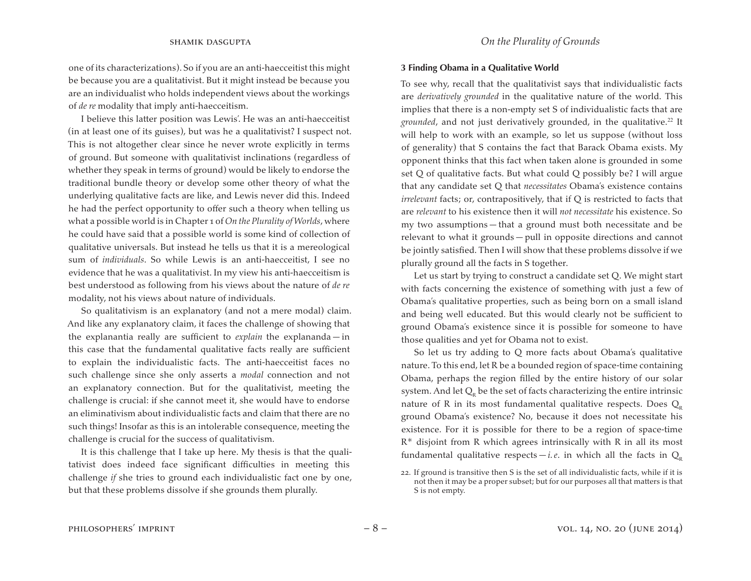one of its characterizations). So if you are an anti-haecceitist this might be because you are a qualitativist. But it might instead be because you are an individualist who holds independent views about the workings of *de re* modality that imply anti-haecceitism.

I believe this latter position was Lewis'. He was an anti-haecceitist (in at least one of its guises), but was he a qualitativist? I suspect not. This is not altogether clear since he never wrote explicitly in terms of ground. But someone with qualitativist inclinations (regardless of whether they speak in terms of ground) would be likely to endorse the traditional bundle theory or develop some other theory of what the underlying qualitative facts are like, and Lewis never did this. Indeed he had the perfect opportunity to offer such a theory when telling us what a possible world is in Chapter 1 of *On the Plurality of Worlds*, where he could have said that a possible world is some kind of collection of qualitative universals. But instead he tells us that it is a mereological sum of *individuals*. So while Lewis is an anti-haecceitist, I see no evidence that he was a qualitativist. In my view his anti-haecceitism is best understood as following from his views about the nature of *de re* modality, not his views about nature of individuals.

So qualitativism is an explanatory (and not a mere modal) claim. And like any explanatory claim, it faces the challenge of showing that the explanantia really are sufficient to *explain* the explananda — in this case that the fundamental qualitative facts really are sufficient to explain the individualistic facts. The anti-haecceitist faces no such challenge since she only asserts a *modal* connection and not an explanatory connection. But for the qualitativist, meeting the challenge is crucial: if she cannot meet it, she would have to endorse an eliminativism about individualistic facts and claim that there are no such things! Insofar as this is an intolerable consequence, meeting the challenge is crucial for the success of qualitativism.

It is this challenge that I take up here. My thesis is that the qualitativist does indeed face significant difficulties in meeting this challenge *if* she tries to ground each individualistic fact one by one, but that these problems dissolve if she grounds them plurally.

### 3 Finding Obama in a Qualitative World

To see why, recall that the qualitativist says that individualistic facts are *derivatively grounded* in the qualitative nature of the world. This implies that there is a non-empty set S of individualistic facts that are *grounded*, and not just derivatively grounded, in the qualitative.[22] It will help to work with an example, so let us suppose (without loss of generality) that S contains the fact that Barack Obama exists. My opponent thinks that this fact when taken alone is grounded in some set Q of qualitative facts. But what could Q possibly be? I will argue that any candidate set Q that *necessitates* Obama's existence contains *irrelevant* facts; or, contrapositively, that if Q is restricted to facts that are *relevant* to his existence then it will *not necessitate* his existence. So my two assumptions — that a ground must both necessitate and be relevant to what it grounds — pull in opposite directions and cannot be jointly satisfied. Then I will show that these problems dissolve if we plurally ground all the facts in S together.

Let us start by trying to construct a candidate set Q. We might start with facts concerning the existence of something with just a few of Obama's qualitative properties, such as being born on a small island and being well educated. But this would clearly not be sufficient to ground Obama's existence since it is possible for someone to have those qualities and yet for Obama not to exist.

So let us try adding to Q more facts about Obama's qualitative nature. To this end, let R be a bounded region of space-time containing Obama, perhaps the region filled by the entire history of our solar system. And let $Q_R$ be the set of facts characterizing the entire intrinsic nature of R in its most fundamental qualitative respects. Does $Q_R$ ground Obama's existence? No, because it does not necessitate his existence. For it is possible for there to be a region of space-time R* disjoint from R which agrees intrinsically with R in all its most fundamental qualitative respects — *i.e.* in which all the facts in $Q_R$

22. If ground is transitive then S is the set of all individualistic facts, while if it is not then it may be a proper subset; but for our purposes all that matters is that S is not empty.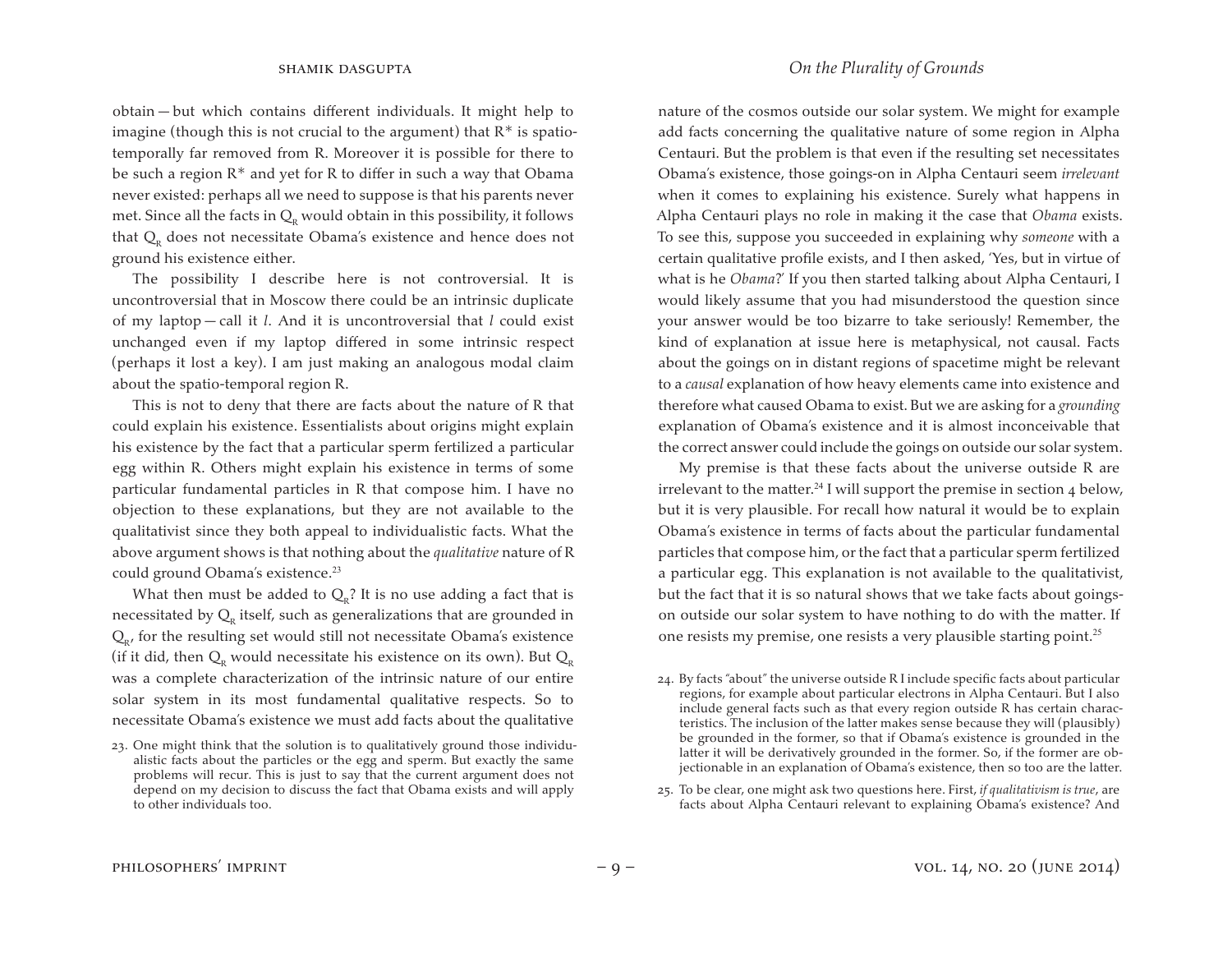obtain — but which contains different individuals. It might help to imagine (though this is not crucial to the argument) that R* is spatio-temporally far removed from R. Moreover it is possible for there to be such a region R* and yet for R to differ in such a way that Obama never existed: perhaps all we need to suppose is that his parents never met. Since all the facts in $Q_R$ would obtain in this possibility, it follows that $Q_R$ does not necessitate Obama's existence and hence does not ground his existence either.

The possibility I describe here is not controversial. It is uncontroversial that in Moscow there could be an intrinsic duplicate of my laptop — call it *l*. And it is uncontroversial that *l* could exist unchanged even if my laptop differed in some intrinsic respect (perhaps it lost a key). I am just making an analogous modal claim about the spatio-temporal region R.

This is not to deny that there are facts about the nature of R that could explain his existence. Essentialists about origins might explain his existence by the fact that a particular sperm fertilized a particular egg within R. Others might explain his existence in terms of some particular fundamental particles in R that compose him. I have no objection to these explanations, but they are not available to the qualitativist since they both appeal to individualistic facts. What the above argument shows is that nothing about the *qualitative* nature of R could ground Obama's existence.[23]

What then must be added to $Q_R$? It is no use adding a fact that is necessitated by $Q_R$ itself, such as generalizations that are grounded in $Q_R$, for the resulting set would still not necessitate Obama's existence (if it did, then $Q_R$ would necessitate his existence on its own). But $Q_R$ was a complete characterization of the intrinsic nature of our entire solar system in its most fundamental qualitative respects. So to necessitate Obama's existence we must add facts about the qualitative nature of the cosmos outside our solar system. We might for example add facts concerning the qualitative nature of some region in Alpha Centauri. But the problem is that even if the resulting set necessitates Obama's existence, those goings-on in Alpha Centauri seem *irrelevant* when it comes to explaining his existence. Surely what happens in Alpha Centauri plays no role in making it the case that *Obama* exists. To see this, suppose you succeeded in explaining why *someone* with a certain qualitative profile exists, and I then asked, 'Yes, but in virtue of what is he *Obama*?' If you then started talking about Alpha Centauri, I would likely assume that you had misunderstood the question since your answer would be too bizarre to take seriously! Remember, the kind of explanation at issue here is metaphysical, not causal. Facts about the goings on in distant regions of spacetime might be relevant to a *causal* explanation of how heavy elements came into existence and therefore what caused Obama to exist. But we are asking for a *grounding* explanation of Obama's existence and it is almost inconceivable that the correct answer could include the goings on outside our solar system.

My premise is that these facts about the universe outside R are irrelevant to the matter.[24] I will support the premise in section 4 below, but it is very plausible. For recall how natural it would be to explain Obama's existence in terms of facts about the particular fundamental particles that compose him, or the fact that a particular sperm fertilized a particular egg. This explanation is not available to the qualitativist, but the fact that it is so natural shows that we take facts about goings-on outside our solar system to have nothing to do with the matter. If one resists my premise, one resists a very plausible starting point.[25]

23. One might think that the solution is to qualitatively ground those individualistic facts about the particles or the egg and sperm. But exactly the same problems will recur. This is just to say that the current argument does not depend on my decision to discuss the fact that Obama exists and will apply to other individuals too.

24. By facts "about" the universe outside R I include specific facts about particular regions, for example about particular electrons in Alpha Centauri. But I also include general facts such as that every region outside R has certain characteristics. The inclusion of the latter makes sense because they will (plausibly) be grounded in the former, so that if Obama's existence is grounded in the latter it will be derivatively grounded in the former. So, if the former are objectionable in an explanation of Obama's existence, then so too are the latter.

25. To be clear, one might ask two questions here. First, *if qualitativism is true*, are facts about Alpha Centauri relevant to explaining Obama's existence? And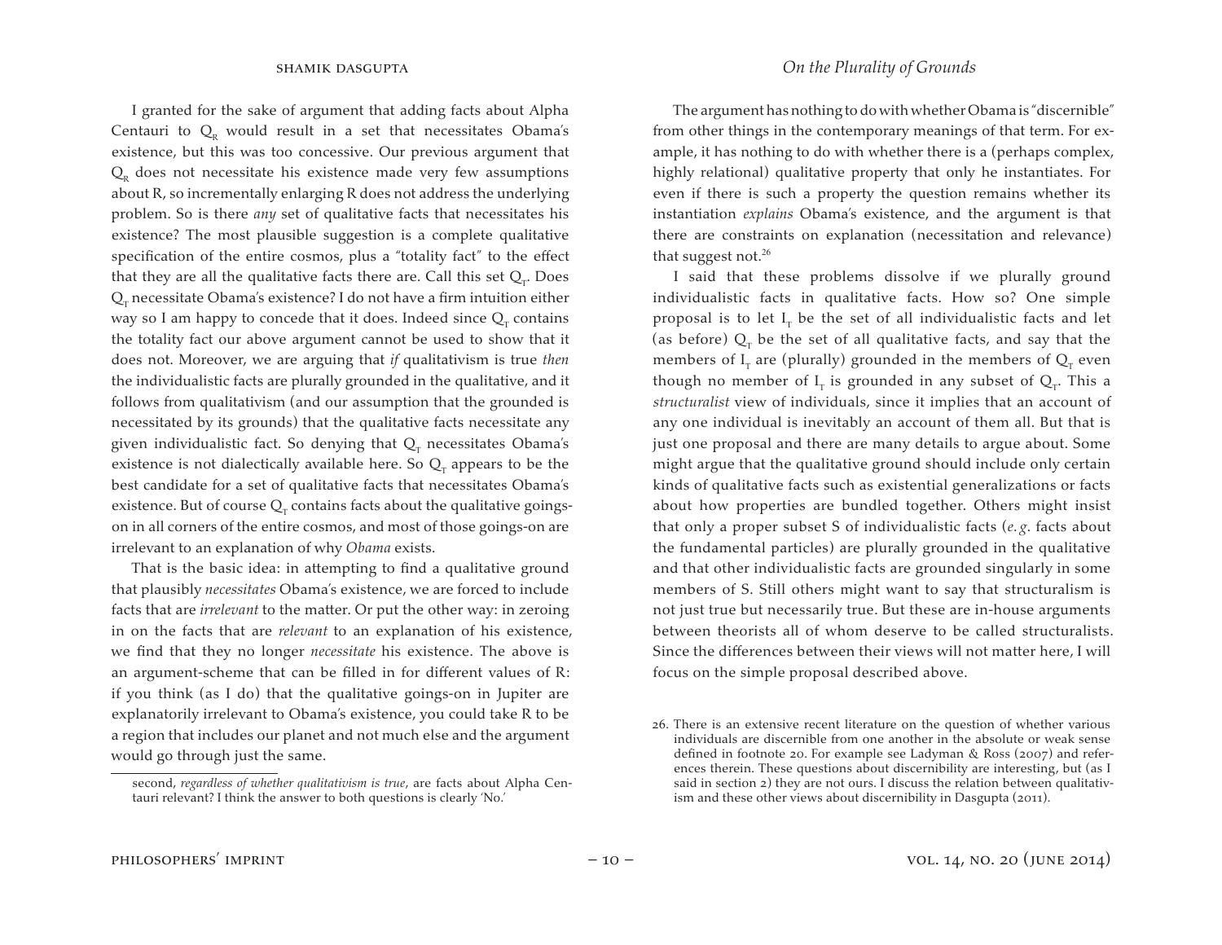I granted for the sake of argument that adding facts about Alpha Centauri to $Q_R$ would result in a set that necessitates Obama's existence, but this was too concessive. Our previous argument that $Q_R$ does not necessitate his existence made very few assumptions about R, so incrementally enlarging R does not address the underlying problem. So is there *any* set of qualitative facts that necessitates his existence? The most plausible suggestion is a complete qualitative specification of the entire cosmos, plus a "totality fact" to the effect that they are all the qualitative facts there are. Call this set $Q_T$. Does $Q_T$ necessitate Obama's existence? I do not have a firm intuition either way so I am happy to concede that it does. Indeed since $Q_T$ contains the totality fact our above argument cannot be used to show that it does not. Moreover, we are arguing that *if* qualitativism is true *then* the individualistic facts are plurally grounded in the qualitative, and it follows from qualitativism (and our assumption that the grounded is necessitated by its grounds) that the qualitative facts necessitate any given individualistic fact. So denying that $Q_T$ necessitates Obama's existence is not dialectically available here. So $Q_T$ appears to be the best candidate for a set of qualitative facts that necessitates Obama's existence. But of course $Q_T$ contains facts about the qualitative goings-on in all corners of the entire cosmos, and most of those goings-on are irrelevant to an explanation of why *Obama* exists.

That is the basic idea: in attempting to find a qualitative ground that plausibly *necessitates* Obama's existence, we are forced to include facts that are *irrelevant* to the matter. Or put the other way: in zeroing in on the facts that are *relevant* to an explanation of his existence, we find that they no longer *necessitate* his existence. The above is an argument-scheme that can be filled in for different values of R: if you think (as I do) that the qualitative goings-on in Jupiter are explanatorily irrelevant to Obama's existence, you could take R to be a region that includes our planet and not much else and the argument would go through just the same.

second, *regardless of whether qualitativism is true*, are facts about Alpha Centauri relevant? I think the answer to both questions is clearly 'No.'

The argument has nothing to do with whether Obama is "discernible" from other things in the contemporary meanings of that term. For example, it has nothing to do with whether there is a (perhaps complex, highly relational) qualitative property that only he instantiates. For even if there is such a property the question remains whether its instantiation *explains* Obama's existence, and the argument is that there are constraints on explanation (necessitation and relevance) that suggest not.[26]

I said that these problems dissolve if we plurally ground individualistic facts in qualitative facts. How so? One simple proposal is to let $I_T$ be the set of all individualistic facts and let (as before) $Q_T$ be the set of all qualitative facts, and say that the members of $I_T$ are (plurally) grounded in the members of $Q_T$ even though no member of $I_T$ is grounded in any subset of $Q_T$. This a *structuralist* view of individuals, since it implies that an account of any one individual is inevitably an account of them all. But that is just one proposal and there are many details to argue about. Some might argue that the qualitative ground should include only certain kinds of qualitative facts such as existential generalizations or facts about how properties are bundled together. Others might insist that only a proper subset S of individualistic facts (*e.g.* facts about the fundamental particles) are plurally grounded in the qualitative and that other individualistic facts are grounded singularly in some members of S. Still others might want to say that structuralism is not just true but necessarily true. But these are in-house arguments between theorists all of whom deserve to be called structuralists. Since the differences between their views will not matter here, I will focus on the simple proposal described above.

26. There is an extensive recent literature on the question of whether various individuals are discernible from one another in the absolute or weak sense defined in footnote 20. For example see Ladyman & Ross (2007) and references therein. These questions about discernibility are interesting, but (as I said in section 2) they are not ours. I discuss the relation between qualitativism and these other views about discernibility in Dasgupta (2011).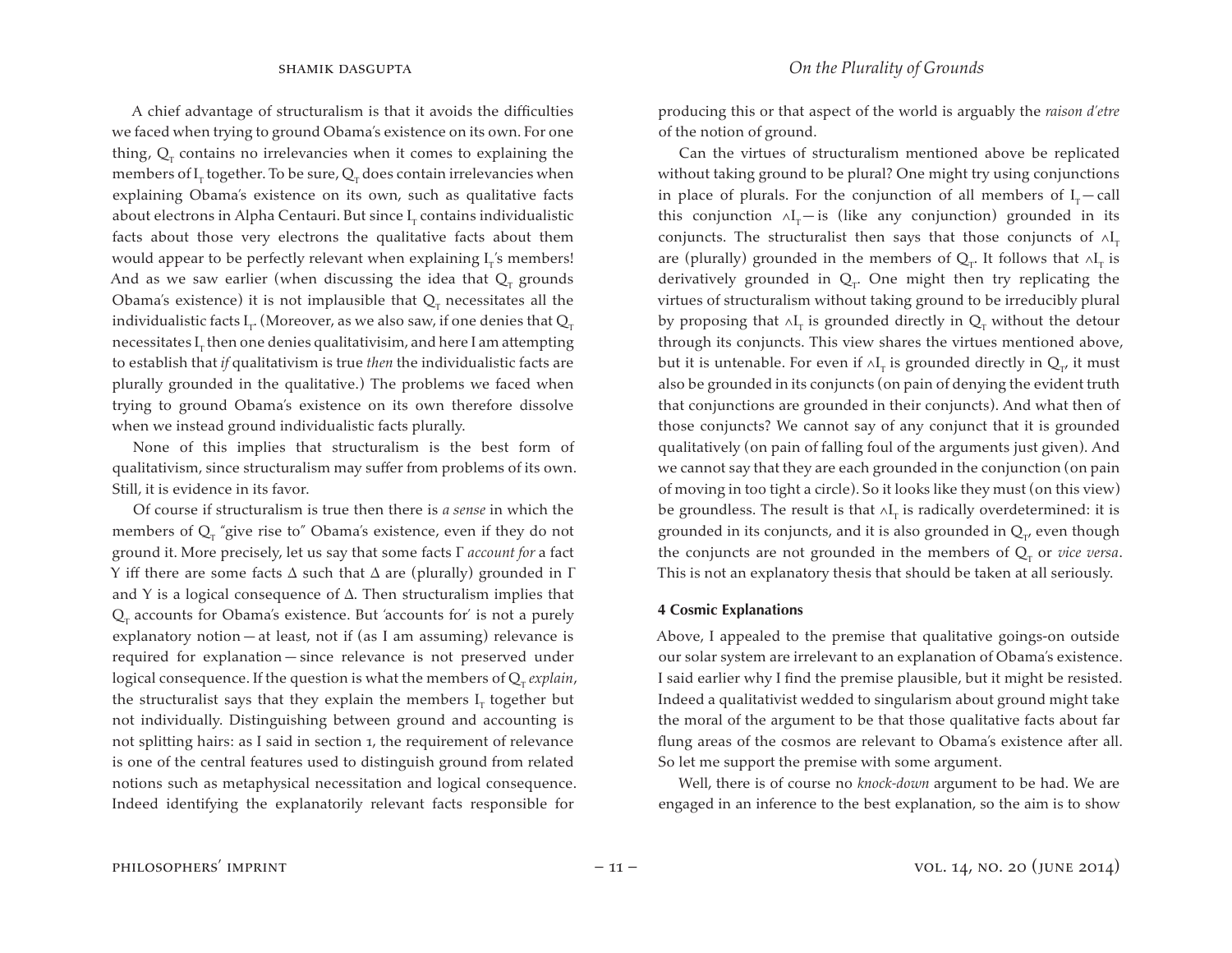A chief advantage of structuralism is that it avoids the difficulties we faced when trying to ground Obama's existence on its own. For one thing, $Q_T$ contains no irrelevancies when it comes to explaining the members of $I_T$ together. To be sure, $Q_T$ does contain irrelevancies when explaining Obama's existence on its own, such as qualitative facts about electrons in Alpha Centauri. But since $I_T$ contains individualistic facts about those very electrons the qualitative facts about them would appear to be perfectly relevant when explaining $I_T$'s members! And as we saw earlier (when discussing the idea that $Q_T$ grounds Obama's existence) it is not implausible that $Q_T$ necessitates all the individualistic facts $I_T$. (Moreover, as we also saw, if one denies that $Q_T$ necessitates $I_T$ then one denies qualitativisim, and here I am attempting to establish that *if* qualitativism is true *then* the individualistic facts are plurally grounded in the qualitative.) The problems we faced when trying to ground Obama's existence on its own therefore dissolve when we instead ground individualistic facts plurally.

None of this implies that structuralism is the best form of qualitativism, since structuralism may suffer from problems of its own. Still, it is evidence in its favor.

Of course if structuralism is true then there is *a sense* in which the members of $Q_T$ "give rise to" Obama's existence, even if they do not ground it. More precisely, let us say that some facts $\Gamma$ *account for* a fact $Y$ iff there are some facts $\Delta$ such that $\Delta$ are (plurally) grounded in $\Gamma$ and $Y$ is a logical consequence of $\Delta$. Then structuralism implies that $Q_T$ accounts for Obama's existence. But 'accounts for' is not a purely explanatory notion — at least, not if (as I am assuming) relevance is required for explanation — since relevance is not preserved under logical consequence. If the question is what the members of $Q_T$ *explain*, the structuralist says that they explain the members $I_T$ together but not individually. Distinguishing between ground and accounting is not splitting hairs: as I said in section 1, the requirement of relevance is one of the central features used to distinguish ground from related notions such as metaphysical necessitation and logical consequence. Indeed identifying the explanatorily relevant facts responsible for producing this or that aspect of the world is arguably the *raison d'etre* of the notion of ground.

Can the virtues of structuralism mentioned above be replicated without taking ground to be plural? One might try using conjunctions in place of plurals. For the conjunction of all members of $I_T$ — call this conjunction $\wedge I_T$ — is (like any conjunction) grounded in its conjuncts. The structuralist then says that those conjuncts of $\wedge I_T$ are (plurally) grounded in the members of $Q_T$. It follows that $\wedge I_T$ is derivatively grounded in $Q_T$. One might then try replicating the virtues of structuralism without taking ground to be irreducibly plural by proposing that $\wedge I_T$ is grounded directly in $Q_T$ without the detour through its conjuncts. This view shares the virtues mentioned above, but it is untenable. For even if $\wedge I_T$ is grounded directly in $Q_T$, it must also be grounded in its conjuncts (on pain of denying the evident truth that conjunctions are grounded in their conjuncts). And what then of those conjuncts? We cannot say of any conjunct that it is grounded qualitatively (on pain of falling foul of the arguments just given). And we cannot say that they are each grounded in the conjunction (on pain of moving in too tight a circle). So it looks like they must (on this view) be groundless. The result is that $\wedge I_T$ is radically overdetermined: it is grounded in its conjuncts, and it is also grounded in $Q_T$, even though the conjuncts are not grounded in the members of $Q_T$ or *vice versa*. This is not an explanatory thesis that should be taken at all seriously.

## 4 Cosmic Explanations

Above, I appealed to the premise that qualitative goings-on outside our solar system are irrelevant to an explanation of Obama's existence. I said earlier why I find the premise plausible, but it might be resisted. Indeed a qualitativist wedded to singularism about ground might take the moral of the argument to be that those qualitative facts about far flung areas of the cosmos are relevant to Obama's existence after all. So let me support the premise with some argument.

Well, there is of course no *knock-down* argument to be had. We are engaged in an inference to the best explanation, so the aim is to show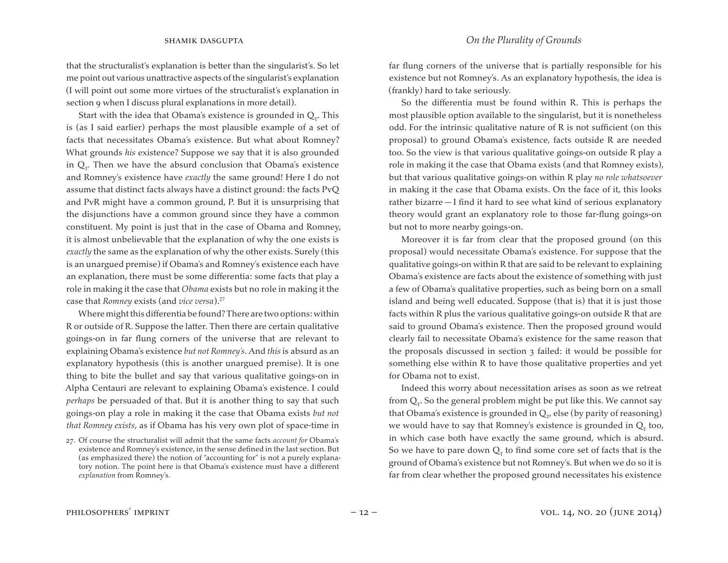that the structuralist's explanation is better than the singularist's. So let me point out various unattractive aspects of the singularist's explanation (I will point out some more virtues of the structuralist's explanation in section 9 when I discuss plural explanations in more detail).

Start with the idea that Obama's existence is grounded in $Q_T$. This is (as I said earlier) perhaps the most plausible example of a set of facts that necessitates Obama's existence. But what about Romney? What grounds *his* existence? Suppose we say that it is also grounded in $Q_T$. Then we have the absurd conclusion that Obama's existence and Romney's existence have *exactly* the same ground! Here I do not assume that distinct facts always have a distinct ground: the facts PvQ and PvR might have a common ground, P. But it is unsurprising that the disjunctions have a common ground since they have a common constituent. My point is just that in the case of Obama and Romney, it is almost unbelievable that the explanation of why the one exists is *exactly* the same as the explanation of why the other exists. Surely (this is an unargued premise) if Obama's and Romney's existence each have an explanation, there must be some differentia: some facts that play a role in making it the case that *Obama* exists but no role in making it the case that *Romney* exists (and *vice versa*).[27]

Where might this differentia be found? There are two options: within R or outside of R. Suppose the latter. Then there are certain qualitative goings-on in far flung corners of the universe that are relevant to explaining Obama's existence *but not Romney's*. And *this* is absurd as an explanatory hypothesis (this is another unargued premise). It is one thing to bite the bullet and say that various qualitative goings-on in Alpha Centauri are relevant to explaining Obama's existence. I could *perhaps* be persuaded of that. But it is another thing to say that such goings-on play a role in making it the case that Obama exists *but not that Romney exists*, as if Obama has his very own plot of space-time in far flung corners of the universe that is partially responsible for his existence but not Romney's. As an explanatory hypothesis, the idea is (frankly) hard to take seriously.

So the differentia must be found within R. This is perhaps the most plausible option available to the singularist, but it is nonetheless odd. For the intrinsic qualitative nature of R is not sufficient (on this proposal) to ground Obama's existence, facts outside R are needed too. So the view is that various qualitative goings-on outside R play a role in making it the case that Obama exists (and that Romney exists), but that various qualitative goings-on within R play *no role whatsoever* in making it the case that Obama exists. On the face of it, this looks rather bizarre — I find it hard to see what kind of serious explanatory theory would grant an explanatory role to those far-flung goings-on but not to more nearby goings-on.

Moreover it is far from clear that the proposed ground (on this proposal) would necessitate Obama's existence. For suppose that the qualitative goings-on within R that are said to be relevant to explaining Obama's existence are facts about the existence of something with just a few of Obama's qualitative properties, such as being born on a small island and being well educated. Suppose (that is) that it is just those facts within R plus the various qualitative goings-on outside R that are said to ground Obama's existence. Then the proposed ground would clearly fail to necessitate Obama's existence for the same reason that the proposals discussed in section 3 failed: it would be possible for something else within R to have those qualitative properties and yet for Obama not to exist.

Indeed this worry about necessitation arises as soon as we retreat from $Q_T$. So the general problem might be put like this. We cannot say that Obama's existence is grounded in $Q_T$, else (by parity of reasoning) we would have to say that Romney's existence is grounded in $Q_T$ too, in which case both have exactly the same ground, which is absurd. So we have to pare down $Q_T$ to find some core set of facts that is the ground of Obama's existence but not Romney's. But when we do so it is far from clear whether the proposed ground necessitates his existence

27. Of course the structuralist will admit that the same facts *account for* Obama's existence and Romney's existence, in the sense defined in the last section. But (as emphasized there) the notion of "accounting for" is not a purely explanatory notion. The point here is that Obama's existence must have a different *explanation* from Romney's.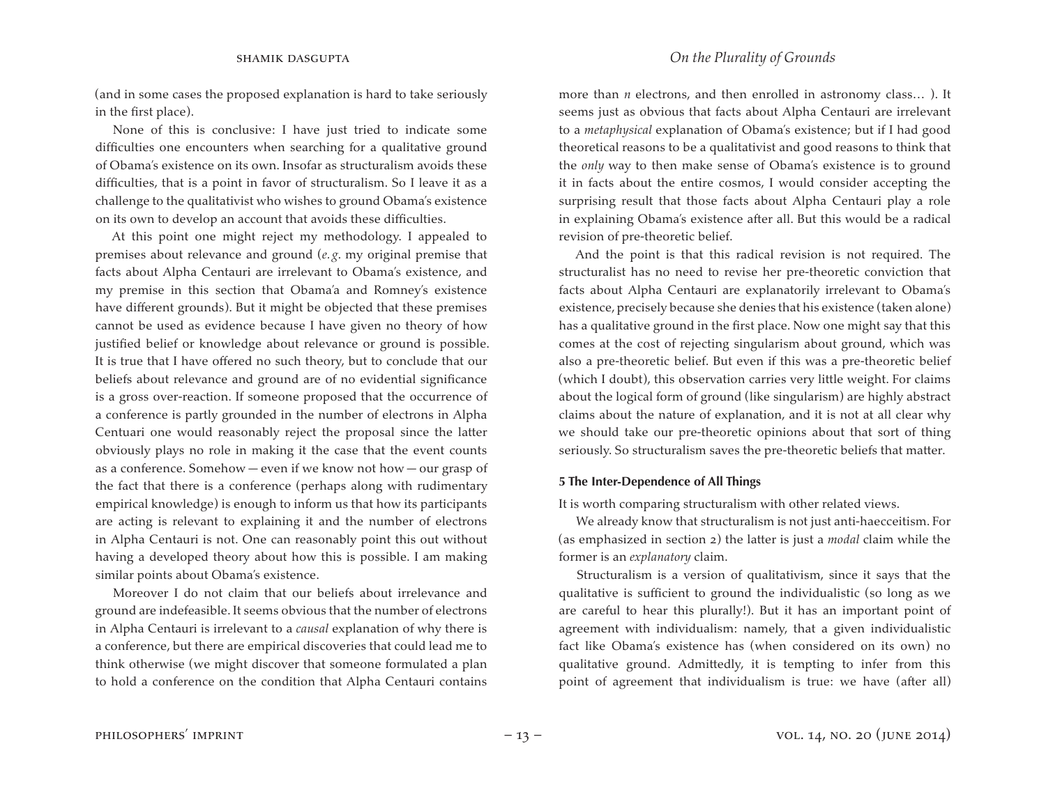(and in some cases the proposed explanation is hard to take seriously in the first place).

None of this is conclusive: I have just tried to indicate some difficulties one encounters when searching for a qualitative ground of Obama's existence on its own. Insofar as structuralism avoids these difficulties, that is a point in favor of structuralism. So I leave it as a challenge to the qualitativist who wishes to ground Obama's existence on its own to develop an account that avoids these difficulties.

At this point one might reject my methodology. I appealed to premises about relevance and ground (*e.g.* my original premise that facts about Alpha Centauri are irrelevant to Obama's existence, and my premise in this section that Obama'a and Romney's existence have different grounds). But it might be objected that these premises cannot be used as evidence because I have given no theory of how justified belief or knowledge about relevance or ground is possible. It is true that I have offered no such theory, but to conclude that our beliefs about relevance and ground are of no evidential significance is a gross over-reaction. If someone proposed that the occurrence of a conference is partly grounded in the number of electrons in Alpha Centuari one would reasonably reject the proposal since the latter obviously plays no role in making it the case that the event counts as a conference. Somehow — even if we know not how — our grasp of the fact that there is a conference (perhaps along with rudimentary empirical knowledge) is enough to inform us that how its participants are acting is relevant to explaining it and the number of electrons in Alpha Centauri is not. One can reasonably point this out without having a developed theory about how this is possible. I am making similar points about Obama's existence.

Moreover I do not claim that our beliefs about irrelevance and ground are indefeasible. It seems obvious that the number of electrons in Alpha Centauri is irrelevant to a *causal* explanation of why there is a conference, but there are empirical discoveries that could lead me to think otherwise (we might discover that someone formulated a plan to hold a conference on the condition that Alpha Centauri contains more than *n* electrons, and then enrolled in astronomy class… ). It seems just as obvious that facts about Alpha Centauri are irrelevant to a *metaphysical* explanation of Obama's existence; but if I had good theoretical reasons to be a qualitativist and good reasons to think that the *only* way to then make sense of Obama's existence is to ground it in facts about the entire cosmos, I would consider accepting the surprising result that those facts about Alpha Centauri play a role in explaining Obama's existence after all. But this would be a radical revision of pre-theoretic belief.

And the point is that this radical revision is not required. The structuralist has no need to revise her pre-theoretic conviction that facts about Alpha Centauri are explanatorily irrelevant to Obama's existence, precisely because she denies that his existence (taken alone) has a qualitative ground in the first place. Now one might say that this comes at the cost of rejecting singularism about ground, which was also a pre-theoretic belief. But even if this was a pre-theoretic belief (which I doubt), this observation carries very little weight. For claims about the logical form of ground (like singularism) are highly abstract claims about the nature of explanation, and it is not at all clear why we should take our pre-theoretic opinions about that sort of thing seriously. So structuralism saves the pre-theoretic beliefs that matter.

## 5 The Inter-Dependence of All Things

It is worth comparing structuralism with other related views.

We already know that structuralism is not just anti-haecceitism. For (as emphasized in section 2) the latter is just a *modal* claim while the former is an *explanatory* claim.

Structuralism is a version of qualitativism, since it says that the qualitative is sufficient to ground the individualistic (so long as we are careful to hear this plurally!). But it has an important point of agreement with individualism: namely, that a given individualistic fact like Obama's existence has (when considered on its own) no qualitative ground. Admittedly, it is tempting to infer from this point of agreement that individualism is true: we have (after all)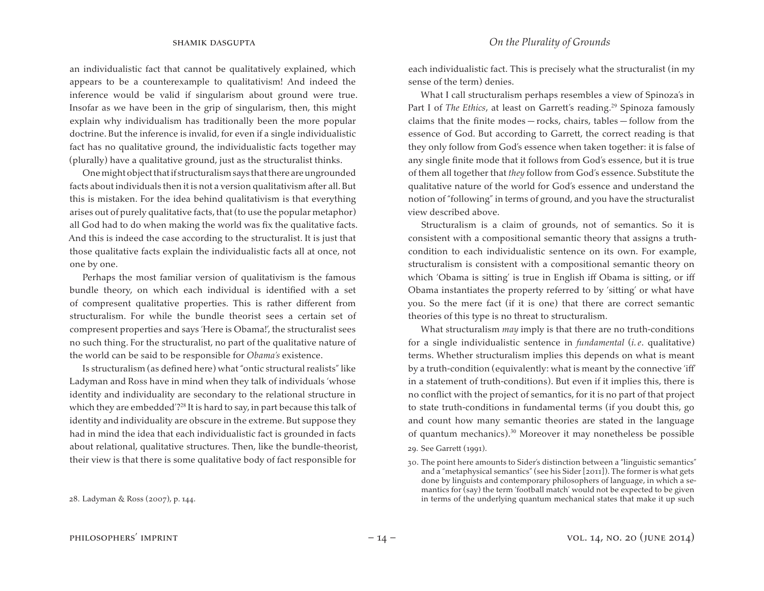an individualistic fact that cannot be qualitatively explained, which appears to be a counterexample to qualitativism! And indeed the inference would be valid if singularism about ground were true. Insofar as we have been in the grip of singularism, then, this might explain why individualism has traditionally been the more popular doctrine. But the inference is invalid, for even if a single individualistic fact has no qualitative ground, the individualistic facts together may (plurally) have a qualitative ground, just as the structuralist thinks.

One might object that if structuralism says that there are ungrounded facts about individuals then it is not a version qualitativism after all. But this is mistaken. For the idea behind qualitativism is that everything arises out of purely qualitative facts, that (to use the popular metaphor) all God had to do when making the world was fix the qualitative facts. And this is indeed the case according to the structuralist. It is just that those qualitative facts explain the individualistic facts all at once, not one by one.

Perhaps the most familiar version of qualitativism is the famous bundle theory, on which each individual is identified with a set of compresent qualitative properties. This is rather different from structuralism. For while the bundle theorist sees a certain set of compresent properties and says 'Here is Obama!', the structuralist sees no such thing. For the structuralist, no part of the qualitative nature of the world can be said to be responsible for *Obama's* existence.

Is structuralism (as defined here) what "ontic structural realists" like Ladyman and Ross have in mind when they talk of individuals 'whose identity and individuality are secondary to the relational structure in which they are embedded'?[28] It is hard to say, in part because this talk of identity and individuality are obscure in the extreme. But suppose they had in mind the idea that each individualistic fact is grounded in facts about relational, qualitative structures. Then, like the bundle-theorist, their view is that there is some qualitative body of fact responsible for each individualistic fact. This is precisely what the structuralist (in my sense of the term) denies.

What I call structuralism perhaps resembles a view of Spinoza's in Part I of *The Ethics*, at least on Garrett's reading.[29] Spinoza famously claims that the finite modes — rocks, chairs, tables — follow from the essence of God. But according to Garrett, the correct reading is that they only follow from God's essence when taken together: it is false of any single finite mode that it follows from God's essence, but it is true of them all together that *they* follow from God's essence. Substitute the qualitative nature of the world for God's essence and understand the notion of "following" in terms of ground, and you have the structuralist view described above.

Structuralism is a claim of grounds, not of semantics. So it is consistent with a compositional semantic theory that assigns a truth-condition to each individualistic sentence on its own. For example, structuralism is consistent with a compositional semantic theory on which 'Obama is sitting' is true in English iff Obama is sitting, or iff Obama instantiates the property referred to by 'sitting' or what have you. So the mere fact (if it is one) that there are correct semantic theories of this type is no threat to structuralism.

What structuralism *may* imply is that there are no truth-conditions for a single individualistic sentence in *fundamental* (*i.e.* qualitative) terms. Whether structuralism implies this depends on what is meant by a truth-condition (equivalently: what is meant by the connective 'iff' in a statement of truth-conditions). But even if it implies this, there is no conflict with the project of semantics, for it is no part of that project to state truth-conditions in fundamental terms (if you doubt this, go and count how many semantic theories are stated in the language of quantum mechanics).[30] Moreover it may nonetheless be possible

28. Ladyman & Ross (2007), p. 144.

29. See Garrett (1991).

30. The point here amounts to Sider's distinction between a "linguistic semantics" and a "metaphysical semantics" (see his Sider [2011]). The former is what gets done by linguists and contemporary philosophers of language, in which a semantics for (say) the term 'football match' would not be expected to be given in terms of the underlying quantum mechanical states that make it up such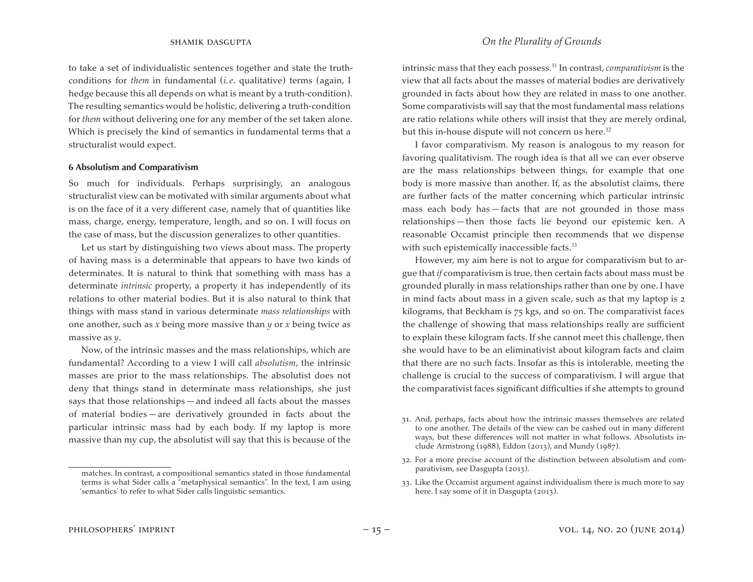to take a set of individualistic sentences together and state the truth-conditions for *them* in fundamental (*i.e.* qualitative) terms (again, I hedge because this all depends on what is meant by a truth-condition). The resulting semantics would be holistic, delivering a truth-condition for *them* without delivering one for any member of the set taken alone. Which is precisely the kind of semantics in fundamental terms that a structuralist would expect.

### 6 Absolutism and Comparativism

So much for individuals. Perhaps surprisingly, an analogous structuralist view can be motivated with similar arguments about what is on the face of it a very different case, namely that of quantities like mass, charge, energy, temperature, length, and so on. I will focus on the case of mass, but the discussion generalizes to other quantities.

Let us start by distinguishing two views about mass. The property of having mass is a determinable that appears to have two kinds of determinates. It is natural to think that something with mass has a determinate *intrinsic* property, a property it has independently of its relations to other material bodies. But it is also natural to think that things with mass stand in various determinate *mass relationships* with one another, such as $x$ being more massive than $y$ or $x$ being twice as massive as $y$.

Now, of the intrinsic masses and the mass relationships, which are fundamental? According to a view I will call *absolutism*, the intrinsic masses are prior to the mass relationships. The absolutist does not deny that things stand in determinate mass relationships, she just says that those relationships — and indeed all facts about the masses of material bodies — are derivatively grounded in facts about the particular intrinsic mass had by each body. If my laptop is more massive than my cup, the absolutist will say that this is because of the intrinsic mass that they each possess.[31] In contrast, *comparativism* is the view that all facts about the masses of material bodies are derivatively grounded in facts about how they are related in mass to one another. Some comparativists will say that the most fundamental mass relations are ratio relations while others will insist that they are merely ordinal, but this in-house dispute will not concern us here.[32]

I favor comparativism. My reason is analogous to my reason for favoring qualitativism. The rough idea is that all we can ever observe are the mass relationships between things, for example that one body is more massive than another. If, as the absolutist claims, there are further facts of the matter concerning which particular intrinsic mass each body has — facts that are not grounded in those mass relationships — then those facts lie beyond our epistemic ken. A reasonable Occamist principle then recommends that we dispense with such epistemically inaccessible facts.[33]

However, my aim here is not to argue for comparativism but to argue that *if* comparativism is true, then certain facts about mass must be grounded plurally in mass relationships rather than one by one. I have in mind facts about mass in a given scale, such as that my laptop is 2 kilograms, that Beckham is 75 kgs, and so on. The comparativist faces the challenge of showing that mass relationships really are sufficient to explain these kilogram facts. If she cannot meet this challenge, then she would have to be an eliminativist about kilogram facts and claim that there are no such facts. Insofar as this is intolerable, meeting the challenge is crucial to the success of comparativism. I will argue that the comparativist faces significant difficulties if she attempts to ground

---

matches. In contrast, a compositional semantics stated in those fundamental terms is what Sider calls a "metaphysical semantics". In the text, I am using 'semantics' to refer to what Sider calls linguistic semantics.

31. And, perhaps, facts about how the intrinsic masses themselves are related to one another. The details of the view can be cashed out in many different ways, but these differences will not matter in what follows. Absolutists include Armstrong (1988), Eddon (2013), and Mundy (1987).

32. For a more precise account of the distinction between absolutism and comparativism, see Dasgupta (2013).

33. Like the Occamist argument against individualism there is much more to say here. I say some of it in Dasgupta (2013).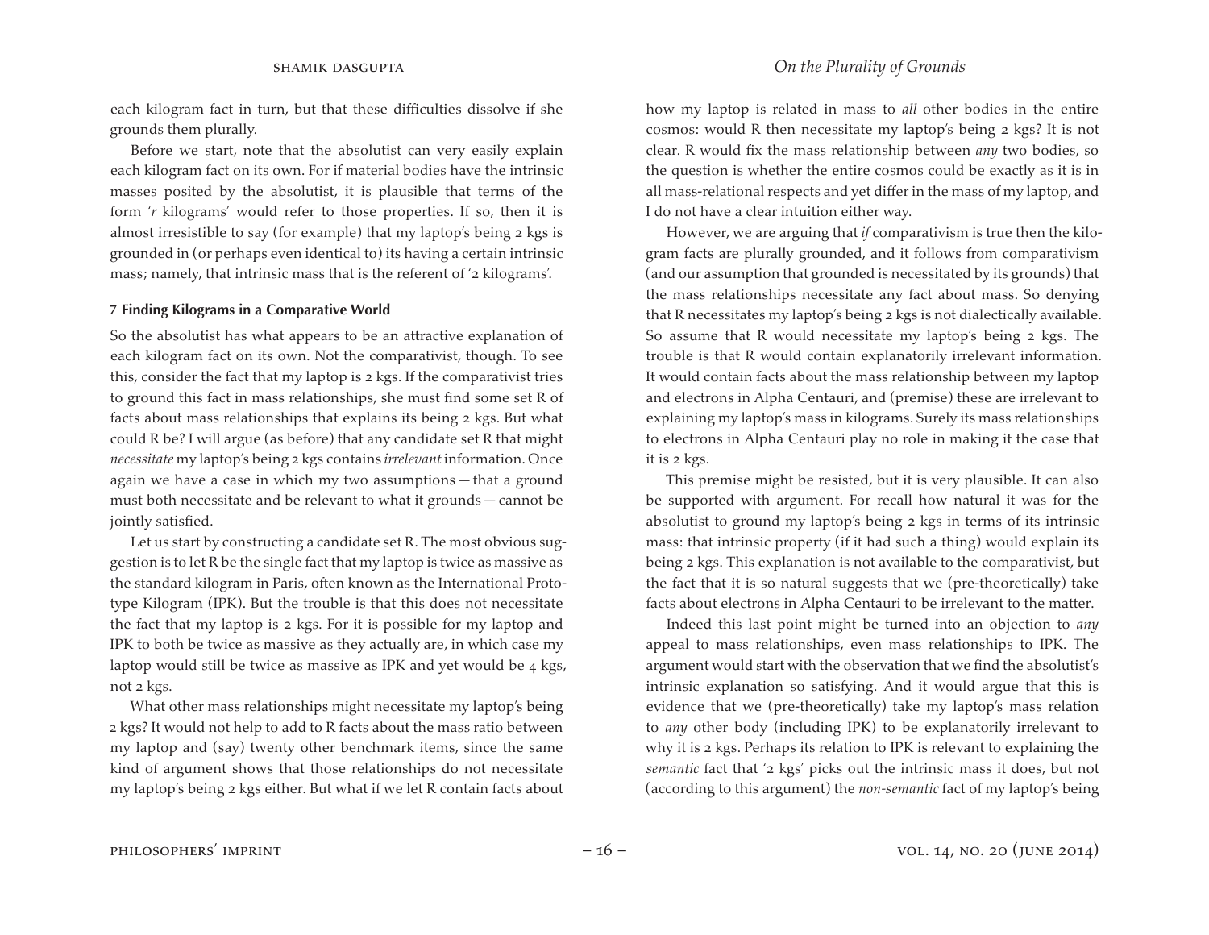each kilogram fact in turn, but that these difficulties dissolve if she grounds them plurally.

Before we start, note that the absolutist can very easily explain each kilogram fact on its own. For if material bodies have the intrinsic masses posited by the absolutist, it is plausible that terms of the form '*r* kilograms' would refer to those properties. If so, then it is almost irresistible to say (for example) that my laptop's being 2 kgs is grounded in (or perhaps even identical to) its having a certain intrinsic mass; namely, that intrinsic mass that is the referent of '2 kilograms'.

### 7 Finding Kilograms in a Comparative World

So the absolutist has what appears to be an attractive explanation of each kilogram fact on its own. Not the comparativist, though. To see this, consider the fact that my laptop is 2 kgs. If the comparativist tries to ground this fact in mass relationships, she must find some set R of facts about mass relationships that explains its being 2 kgs. But what could R be? I will argue (as before) that any candidate set R that might *necessitate* my laptop's being 2 kgs contains *irrelevant* information. Once again we have a case in which my two assumptions — that a ground must both necessitate and be relevant to what it grounds — cannot be jointly satisfied.

Let us start by constructing a candidate set R. The most obvious suggestion is to let R be the single fact that my laptop is twice as massive as the standard kilogram in Paris, often known as the International Prototype Kilogram (IPK). But the trouble is that this does not necessitate the fact that my laptop is 2 kgs. For it is possible for my laptop and IPK to both be twice as massive as they actually are, in which case my laptop would still be twice as massive as IPK and yet would be 4 kgs, not 2 kgs.

What other mass relationships might necessitate my laptop's being 2 kgs? It would not help to add to R facts about the mass ratio between my laptop and (say) twenty other benchmark items, since the same kind of argument shows that those relationships do not necessitate my laptop's being 2 kgs either. But what if we let R contain facts about how my laptop is related in mass to *all* other bodies in the entire cosmos: would R then necessitate my laptop's being 2 kgs? It is not clear. R would fix the mass relationship between *any* two bodies, so the question is whether the entire cosmos could be exactly as it is in all mass-relational respects and yet differ in the mass of my laptop, and I do not have a clear intuition either way.

However, we are arguing that *if* comparativism is true then the kilogram facts are plurally grounded, and it follows from comparativism (and our assumption that grounded is necessitated by its grounds) that the mass relationships necessitate any fact about mass. So denying that R necessitates my laptop's being 2 kgs is not dialectically available. So assume that R would necessitate my laptop's being 2 kgs. The trouble is that R would contain explanatorily irrelevant information. It would contain facts about the mass relationship between my laptop and electrons in Alpha Centauri, and (premise) these are irrelevant to explaining my laptop's mass in kilograms. Surely its mass relationships to electrons in Alpha Centauri play no role in making it the case that it is 2 kgs.

This premise might be resisted, but it is very plausible. It can also be supported with argument. For recall how natural it was for the absolutist to ground my laptop's being 2 kgs in terms of its intrinsic mass: that intrinsic property (if it had such a thing) would explain its being 2 kgs. This explanation is not available to the comparativist, but the fact that it is so natural suggests that we (pre-theoretically) take facts about electrons in Alpha Centauri to be irrelevant to the matter.

Indeed this last point might be turned into an objection to *any* appeal to mass relationships, even mass relationships to IPK. The argument would start with the observation that we find the absolutist's intrinsic explanation so satisfying. And it would argue that this is evidence that we (pre-theoretically) take my laptop's mass relation to *any* other body (including IPK) to be explanatorily irrelevant to why it is 2 kgs. Perhaps its relation to IPK is relevant to explaining the *semantic* fact that '2 kgs' picks out the intrinsic mass it does, but not (according to this argument) the *non-semantic* fact of my laptop's being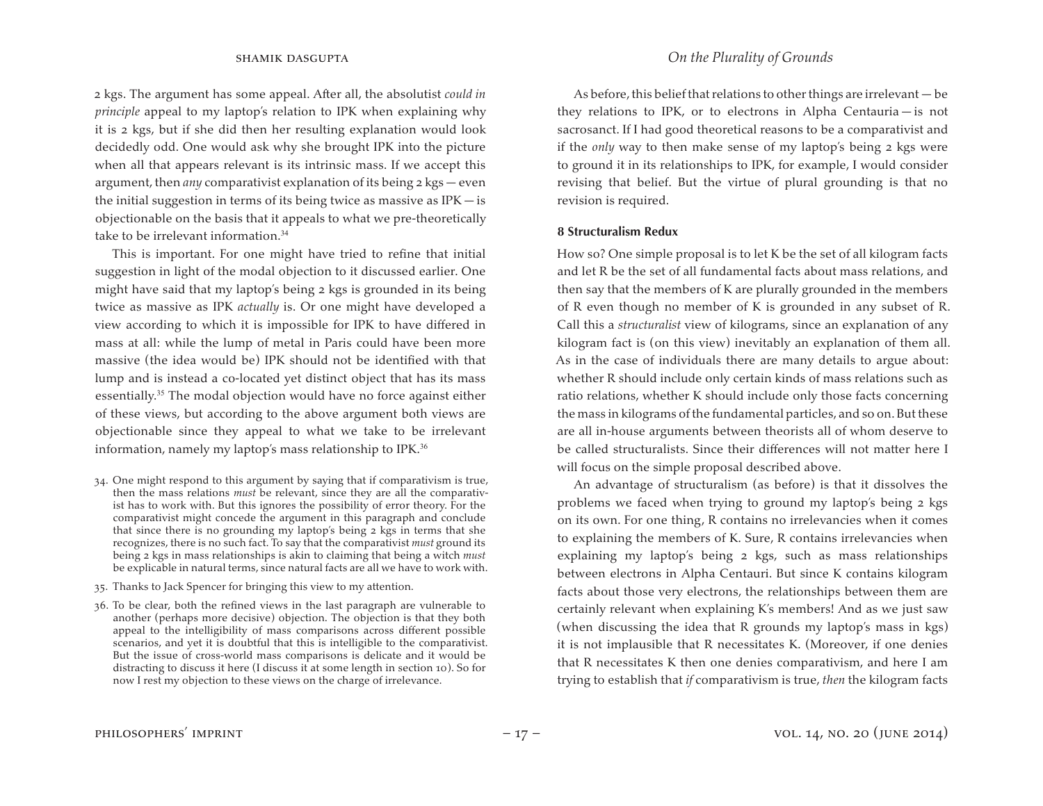2 kgs. The argument has some appeal. After all, the absolutist *could in principle* appeal to my laptop's relation to IPK when explaining why it is 2 kgs, but if she did then her resulting explanation would look decidedly odd. One would ask why she brought IPK into the picture when all that appears relevant is its intrinsic mass. If we accept this argument, then *any* comparativist explanation of its being 2 kgs — even the initial suggestion in terms of its being twice as massive as IPK — is objectionable on the basis that it appeals to what we pre-theoretically take to be irrelevant information.[34]

This is important. For one might have tried to refine that initial suggestion in light of the modal objection to it discussed earlier. One might have said that my laptop's being 2 kgs is grounded in its being twice as massive as IPK *actually* is. Or one might have developed a view according to which it is impossible for IPK to have differed in mass at all: while the lump of metal in Paris could have been more massive (the idea would be) IPK should not be identified with that lump and is instead a co-located yet distinct object that has its mass essentially.[35] The modal objection would have no force against either of these views, but according to the above argument both views are objectionable since they appeal to what we take to be irrelevant information, namely my laptop's mass relationship to IPK.[36]

As before, this belief that relations to other things are irrelevant — be they relations to IPK, or to electrons in Alpha Centauria — is not sacrosanct. If I had good theoretical reasons to be a comparativist and if the *only* way to then make sense of my laptop's being 2 kgs were to ground it in its relationships to IPK, for example, I would consider revising that belief. But the virtue of plural grounding is that no revision is required.

## 8 Structuralism Redux

How so? One simple proposal is to let K be the set of all kilogram facts and let R be the set of all fundamental facts about mass relations, and then say that the members of K are plurally grounded in the members of R even though no member of K is grounded in any subset of R. Call this a *structuralist* view of kilograms, since an explanation of any kilogram fact is (on this view) inevitably an explanation of them all. As in the case of individuals there are many details to argue about: whether R should include only certain kinds of mass relations such as ratio relations, whether K should include only those facts concerning the mass in kilograms of the fundamental particles, and so on. But these are all in-house arguments between theorists all of whom deserve to be called structuralists. Since their differences will not matter here I will focus on the simple proposal described above.

An advantage of structuralism (as before) is that it dissolves the problems we faced when trying to ground my laptop's being 2 kgs on its own. For one thing, R contains no irrelevancies when it comes to explaining the members of K. Sure, R contains irrelevancies when explaining my laptop's being 2 kgs, such as mass relationships between electrons in Alpha Centauri. But since K contains kilogram facts about those very electrons, the relationships between them are certainly relevant when explaining K's members! And as we just saw (when discussing the idea that R grounds my laptop's mass in kgs) it is not implausible that R necessitates K. (Moreover, if one denies that R necessitates K then one denies comparativism, and here I am trying to establish that *if* comparativism is true, *then* the kilogram facts

---

34. One might respond to this argument by saying that if comparativism is true, then the mass relations *must* be relevant, since they are all the comparativist has to work with. But this ignores the possibility of error theory. For the comparativist might concede the argument in this paragraph and conclude that since there is no grounding my laptop's being 2 kgs in terms that she recognizes, there is no such fact. To say that the comparativist *must* ground its being 2 kgs in mass relationships is akin to claiming that being a witch *must* be explicable in natural terms, since natural facts are all we have to work with.

35. Thanks to Jack Spencer for bringing this view to my attention.

36. To be clear, both the refined views in the last paragraph are vulnerable to another (perhaps more decisive) objection. The objection is that they both appeal to the intelligibility of mass comparisons across different possible scenarios, and yet it is doubtful that this is intelligible to the comparativist. But the issue of cross-world mass comparisons is delicate and it would be distracting to discuss it here (I discuss it at some length in section 10). So for now I rest my objection to these views on the charge of irrelevance.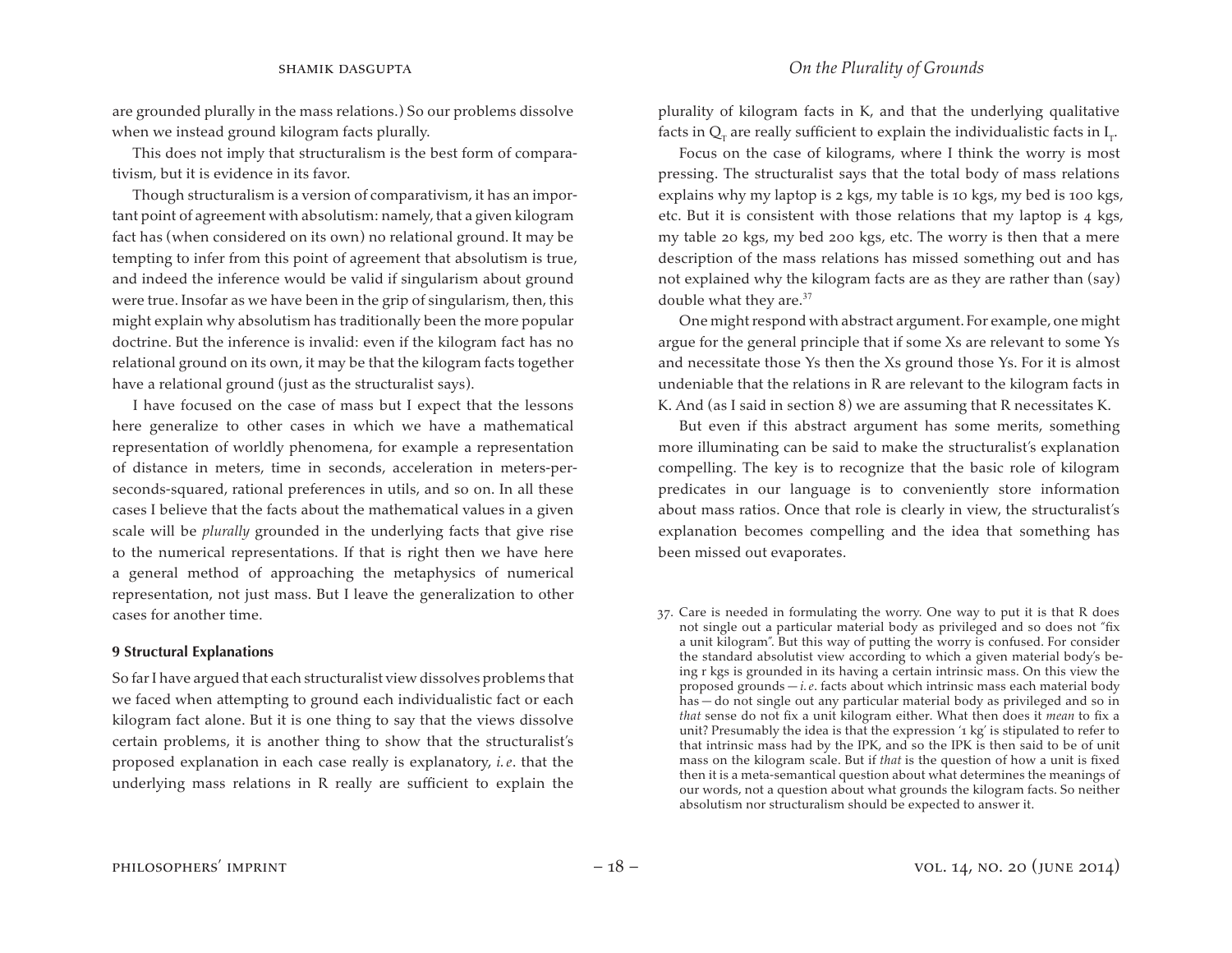are grounded plurally in the mass relations.) So our problems dissolve when we instead ground kilogram facts plurally.

This does not imply that structuralism is the best form of comparativism, but it is evidence in its favor.

Though structuralism is a version of comparativism, it has an important point of agreement with absolutism: namely, that a given kilogram fact has (when considered on its own) no relational ground. It may be tempting to infer from this point of agreement that absolutism is true, and indeed the inference would be valid if singularism about ground were true. Insofar as we have been in the grip of singularism, then, this might explain why absolutism has traditionally been the more popular doctrine. But the inference is invalid: even if the kilogram fact has no relational ground on its own, it may be that the kilogram facts together have a relational ground (just as the structuralist says).

I have focused on the case of mass but I expect that the lessons here generalize to other cases in which we have a mathematical representation of worldly phenomena, for example a representation of distance in meters, time in seconds, acceleration in meters-per-seconds-squared, rational preferences in utils, and so on. In all these cases I believe that the facts about the mathematical values in a given scale will be *plurally* grounded in the underlying facts that give rise to the numerical representations. If that is right then we have here a general method of approaching the metaphysics of numerical representation, not just mass. But I leave the generalization to other cases for another time.

## 9 Structural Explanations

So far I have argued that each structuralist view dissolves problems that we faced when attempting to ground each individualistic fact or each kilogram fact alone. But it is one thing to say that the views dissolve certain problems, it is another thing to show that the structuralist's proposed explanation in each case really is explanatory, *i.e.* that the underlying mass relations in R really are sufficient to explain the plurality of kilogram facts in K, and that the underlying qualitative facts in $Q_T$ are really sufficient to explain the individualistic facts in $I_T$.

Focus on the case of kilograms, where I think the worry is most pressing. The structuralist says that the total body of mass relations explains why my laptop is 2 kgs, my table is 10 kgs, my bed is 100 kgs, etc. But it is consistent with those relations that my laptop is 4 kgs, my table 20 kgs, my bed 200 kgs, etc. The worry is then that a mere description of the mass relations has missed something out and has not explained why the kilogram facts are as they are rather than (say) double what they are.[37]

One might respond with abstract argument. For example, one might argue for the general principle that if some Xs are relevant to some Ys and necessitate those Ys then the Xs ground those Ys. For it is almost undeniable that the relations in R are relevant to the kilogram facts in K. And (as I said in section 8) we are assuming that R necessitates K.

But even if this abstract argument has some merits, something more illuminating can be said to make the structuralist's explanation compelling. The key is to recognize that the basic role of kilogram predicates in our language is to conveniently store information about mass ratios. Once that role is clearly in view, the structuralist's explanation becomes compelling and the idea that something has been missed out evaporates.

37. Care is needed in formulating the worry. One way to put it is that R does not single out a particular material body as privileged and so does not "fix a unit kilogram". But this way of putting the worry is confused. For consider the standard absolutist view according to which a given material body's being r kgs is grounded in its having a certain intrinsic mass. On this view the proposed grounds — *i.e.* facts about which intrinsic mass each material body has — do not single out any particular material body as privileged and so in *that* sense do not fix a unit kilogram either. What then does it *mean* to fix a unit? Presumably the idea is that the expression '1 kg' is stipulated to refer to that intrinsic mass had by the IPK, and so the IPK is then said to be of unit mass on the kilogram scale. But if *that* is the question of how a unit is fixed then it is a meta-semantical question about what determines the meanings of our words, not a question about what grounds the kilogram facts. So neither absolutism nor structuralism should be expected to answer it.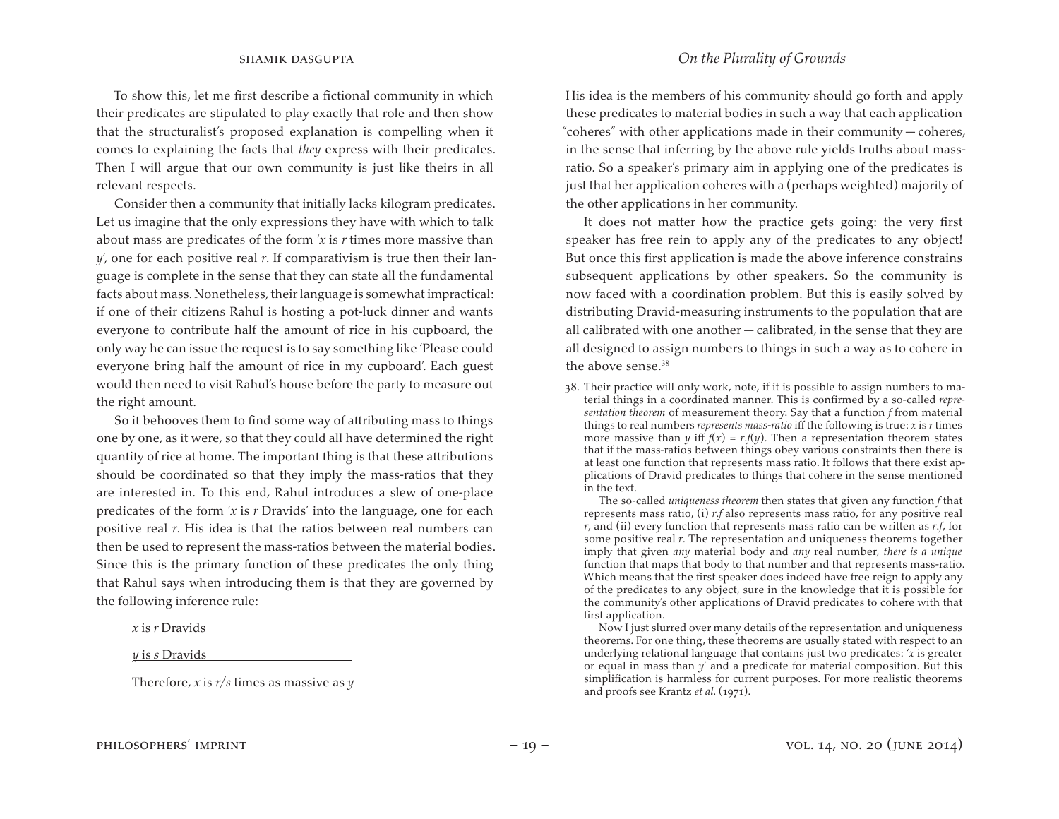To show this, let me first describe a fictional community in which their predicates are stipulated to play exactly that role and then show that the structuralist's proposed explanation is compelling when it comes to explaining the facts that *they* express with their predicates. Then I will argue that our own community is just like theirs in all relevant respects.

Consider then a community that initially lacks kilogram predicates. Let us imagine that the only expressions they have with which to talk about mass are predicates of the form '$x$ is $r$ times more massive than $y$', one for each positive real $r$. If comparativism is true then their language is complete in the sense that they can state all the fundamental facts about mass. Nonetheless, their language is somewhat impractical: if one of their citizens Rahul is hosting a pot-luck dinner and wants everyone to contribute half the amount of rice in his cupboard, the only way he can issue the request is to say something like 'Please could everyone bring half the amount of rice in my cupboard'. Each guest would then need to visit Rahul's house before the party to measure out the right amount.

So it behooves them to find some way of attributing mass to things one by one, as it were, so that they could all have determined the right quantity of rice at home. The important thing is that these attributions should be coordinated so that they imply the mass-ratios that they are interested in. To this end, Rahul introduces a slew of one-place predicates of the form '$x$ is $r$ Dravids' into the language, one for each positive real $r$. His idea is that the ratios between real numbers can then be used to represent the mass-ratios between the material bodies. Since this is the primary function of these predicates the only thing that Rahul says when introducing them is that they are governed by the following inference rule:

> $x$ is $r$ Dravids
>
> $y$ is $s$ Dravids
>
> ---
>
> Therefore, $x$ is $r/s$ times as massive as $y$

His idea is the members of his community should go forth and apply these predicates to material bodies in such a way that each application "coheres" with other applications made in their community — coheres, in the sense that inferring by the above rule yields truths about mass-ratio. So a speaker's primary aim in applying one of the predicates is just that her application coheres with a (perhaps weighted) majority of the other applications in her community.

It does not matter how the practice gets going: the very first speaker has free rein to apply any of the predicates to any object! But once this first application is made the above inference constrains subsequent applications by other speakers. So the community is now faced with a coordination problem. But this is easily solved by distributing Dravid-measuring instruments to the population that are all calibrated with one another — calibrated, in the sense that they are all designed to assign numbers to things in such a way as to cohere in the above sense.[38]

38. Their practice will only work, note, if it is possible to assign numbers to material things in a coordinated manner. This is confirmed by a so-called *representation theorem* of measurement theory. Say that a function $f$ from material things to real numbers *represents mass-ratio* iff the following is true: $x$ is $r$ times more massive than $y$ iff $f(x) = r.f(y)$. Then a representation theorem states that if the mass-ratios between things obey various constraints then there is at least one function that represents mass ratio. It follows that there exist applications of Dravid predicates to things that cohere in the sense mentioned in the text.

    The so-called *uniqueness theorem* then states that given any function $f$ that represents mass ratio, (i) $r.f$ also represents mass ratio, for any positive real $r$, and (ii) every function that represents mass ratio can be written as $r.f$, for some positive real $r$. The representation and uniqueness theorems together imply that given *any* material body and *any* real number, *there is a unique* function that maps that body to that number and that represents mass-ratio. Which means that the first speaker does indeed have free reign to apply any of the predicates to any object, sure in the knowledge that it is possible for the community's other applications of Dravid predicates to cohere with that first application.

    Now I just slurred over many details of the representation and uniqueness theorems. For one thing, these theorems are usually stated with respect to an underlying relational language that contains just two predicates: '$x$ is greater or equal in mass than $y$' and a predicate for material composition. But this simplification is harmless for current purposes. For more realistic theorems and proofs see Krantz *et al.* (1971).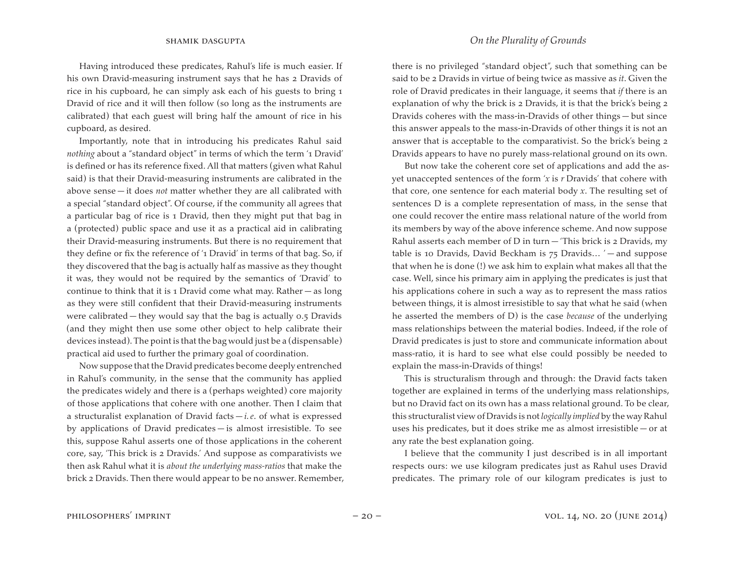Having introduced these predicates, Rahul's life is much easier. If his own Dravid-measuring instrument says that he has 2 Dravids of rice in his cupboard, he can simply ask each of his guests to bring 1 Dravid of rice and it will then follow (so long as the instruments are calibrated) that each guest will bring half the amount of rice in his cupboard, as desired.

Importantly, note that in introducing his predicates Rahul said *nothing* about a "standard object" in terms of which the term '1 Dravid' is defined or has its reference fixed. All that matters (given what Rahul said) is that their Dravid-measuring instruments are calibrated in the above sense — it does *not* matter whether they are all calibrated with a special "standard object". Of course, if the community all agrees that a particular bag of rice is 1 Dravid, then they might put that bag in a (protected) public space and use it as a practical aid in calibrating their Dravid-measuring instruments. But there is no requirement that they define or fix the reference of '1 Dravid' in terms of that bag. So, if they discovered that the bag is actually half as massive as they thought it was, they would not be required by the semantics of 'Dravid' to continue to think that it is 1 Dravid come what may. Rather — as long as they were still confident that their Dravid-measuring instruments were calibrated — they would say that the bag is actually 0.5 Dravids (and they might then use some other object to help calibrate their devices instead). The point is that the bag would just be a (dispensable) practical aid used to further the primary goal of coordination.

Now suppose that the Dravid predicates become deeply entrenched in Rahul's community, in the sense that the community has applied the predicates widely and there is a (perhaps weighted) core majority of those applications that cohere with one another. Then I claim that a structuralist explanation of Dravid facts — *i.e.* of what is expressed by applications of Dravid predicates — is almost irresistible. To see this, suppose Rahul asserts one of those applications in the coherent core, say, 'This brick is 2 Dravids.' And suppose as comparativists we then ask Rahul what it is *about the underlying mass-ratios* that make the brick 2 Dravids. Then there would appear to be no answer. Remember, there is no privileged "standard object", such that something can be said to be 2 Dravids in virtue of being twice as massive as *it*. Given the role of Dravid predicates in their language, it seems that *if* there is an explanation of why the brick is 2 Dravids, it is that the brick's being 2 Dravids coheres with the mass-in-Dravids of other things — but since this answer appeals to the mass-in-Dravids of other things it is not an answer that is acceptable to the comparativist. So the brick's being 2 Dravids appears to have no purely mass-relational ground on its own.

But now take the coherent core set of applications and add the as-yet unaccepted sentences of the form '*x* is *r* Dravids' that cohere with that core, one sentence for each material body *x*. The resulting set of sentences D is a complete representation of mass, in the sense that one could recover the entire mass relational nature of the world from its members by way of the above inference scheme. And now suppose Rahul asserts each member of D in turn — 'This brick is 2 Dravids, my table is 10 Dravids, David Beckham is 75 Dravids… ' — and suppose that when he is done (!) we ask him to explain what makes all that the case. Well, since his primary aim in applying the predicates is just that his applications cohere in such a way as to represent the mass ratios between things, it is almost irresistible to say that what he said (when he asserted the members of D) is the case *because* of the underlying mass relationships between the material bodies. Indeed, if the role of Dravid predicates is just to store and communicate information about mass-ratio, it is hard to see what else could possibly be needed to explain the mass-in-Dravids of things!

This is structuralism through and through: the Dravid facts taken together are explained in terms of the underlying mass relationships, but no Dravid fact on its own has a mass relational ground. To be clear, this structuralist view of Dravids is not *logically implied* by the way Rahul uses his predicates, but it does strike me as almost irresistible — or at any rate the best explanation going.

I believe that the community I just described is in all important respects ours: we use kilogram predicates just as Rahul uses Dravid predicates. The primary role of our kilogram predicates is just to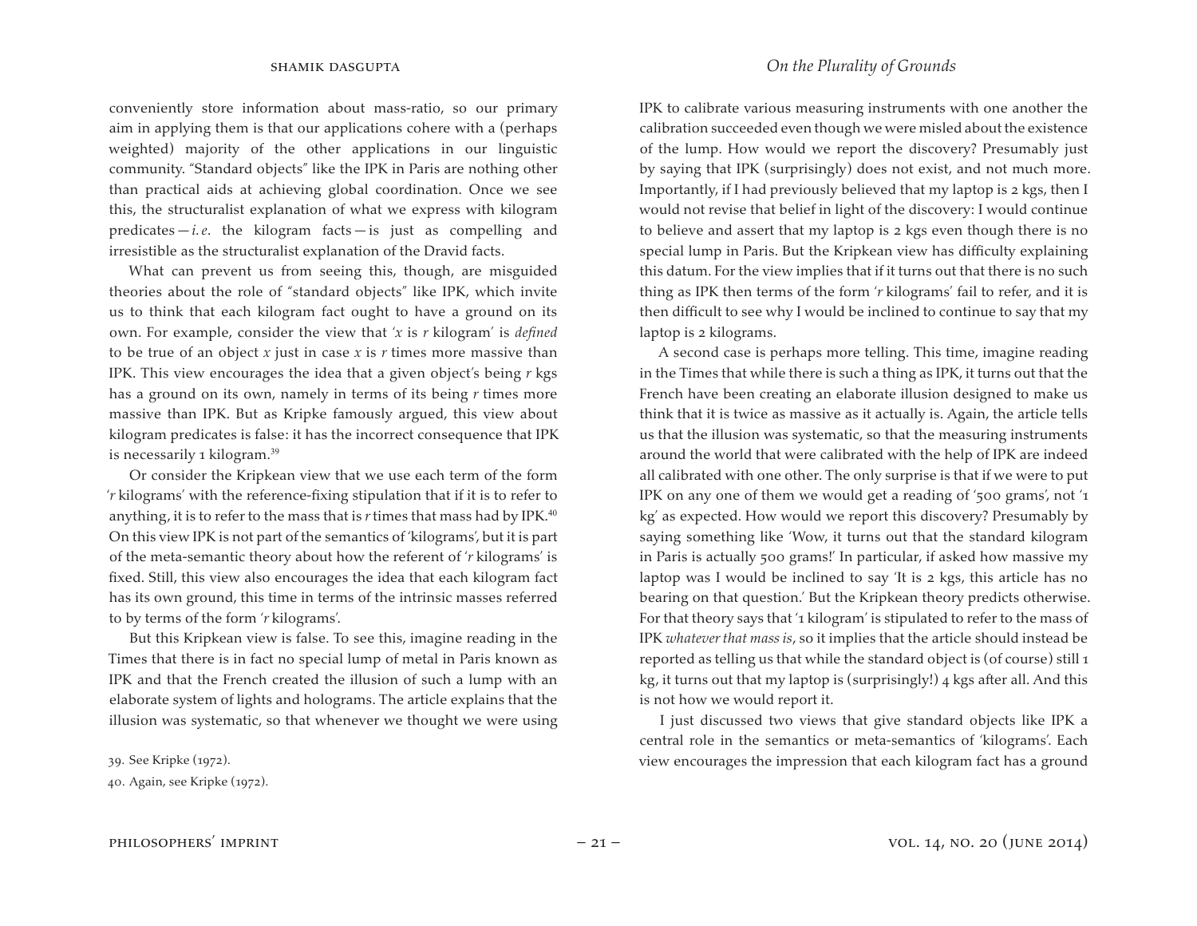conveniently store information about mass-ratio, so our primary aim in applying them is that our applications cohere with a (perhaps weighted) majority of the other applications in our linguistic community. "Standard objects" like the IPK in Paris are nothing other than practical aids at achieving global coordination. Once we see this, the structuralist explanation of what we express with kilogram predicates — *i.e.* the kilogram facts — is just as compelling and irresistible as the structuralist explanation of the Dravid facts.

What can prevent us from seeing this, though, are misguided theories about the role of "standard objects" like IPK, which invite us to think that each kilogram fact ought to have a ground on its own. For example, consider the view that '$x$ is $r$ kilogram' is *defined* to be true of an object $x$ just in case $x$ is $r$ times more massive than IPK. This view encourages the idea that a given object's being $r$ kgs has a ground on its own, namely in terms of its being $r$ times more massive than IPK. But as Kripke famously argued, this view about kilogram predicates is false: it has the incorrect consequence that IPK is necessarily 1 kilogram.[39]

Or consider the Kripkean view that we use each term of the form '$r$ kilograms' with the reference-fixing stipulation that if it is to refer to anything, it is to refer to the mass that is $r$ times that mass had by IPK.[40] On this view IPK is not part of the semantics of 'kilograms', but it is part of the meta-semantic theory about how the referent of '$r$ kilograms' is fixed. Still, this view also encourages the idea that each kilogram fact has its own ground, this time in terms of the intrinsic masses referred to by terms of the form '$r$ kilograms'.

But this Kripkean view is false. To see this, imagine reading in the Times that there is in fact no special lump of metal in Paris known as IPK and that the French created the illusion of such a lump with an elaborate system of lights and holograms. The article explains that the illusion was systematic, so that whenever we thought we were using IPK to calibrate various measuring instruments with one another the calibration succeeded even though we were misled about the existence of the lump. How would we report the discovery? Presumably just by saying that IPK (surprisingly) does not exist, and not much more. Importantly, if I had previously believed that my laptop is 2 kgs, then I would not revise that belief in light of the discovery: I would continue to believe and assert that my laptop is 2 kgs even though there is no special lump in Paris. But the Kripkean view has difficulty explaining this datum. For the view implies that if it turns out that there is no such thing as IPK then terms of the form '$r$ kilograms' fail to refer, and it is then difficult to see why I would be inclined to continue to say that my laptop is 2 kilograms.

A second case is perhaps more telling. This time, imagine reading in the Times that while there is such a thing as IPK, it turns out that the French have been creating an elaborate illusion designed to make us think that it is twice as massive as it actually is. Again, the article tells us that the illusion was systematic, so that the measuring instruments around the world that were calibrated with the help of IPK are indeed all calibrated with one other. The only surprise is that if we were to put IPK on any one of them we would get a reading of '500 grams', not '1 kg' as expected. How would we report this discovery? Presumably by saying something like 'Wow, it turns out that the standard kilogram in Paris is actually 500 grams!' In particular, if asked how massive my laptop was I would be inclined to say 'It is 2 kgs, this article has no bearing on that question.' But the Kripkean theory predicts otherwise. For that theory says that '1 kilogram' is stipulated to refer to the mass of IPK *whatever that mass is*, so it implies that the article should instead be reported as telling us that while the standard object is (of course) still 1 kg, it turns out that my laptop is (surprisingly!) 4 kgs after all. And this is not how we would report it.

I just discussed two views that give standard objects like IPK a central role in the semantics or meta-semantics of 'kilograms'. Each view encourages the impression that each kilogram fact has a ground

39. See Kripke (1972).

40. Again, see Kripke (1972).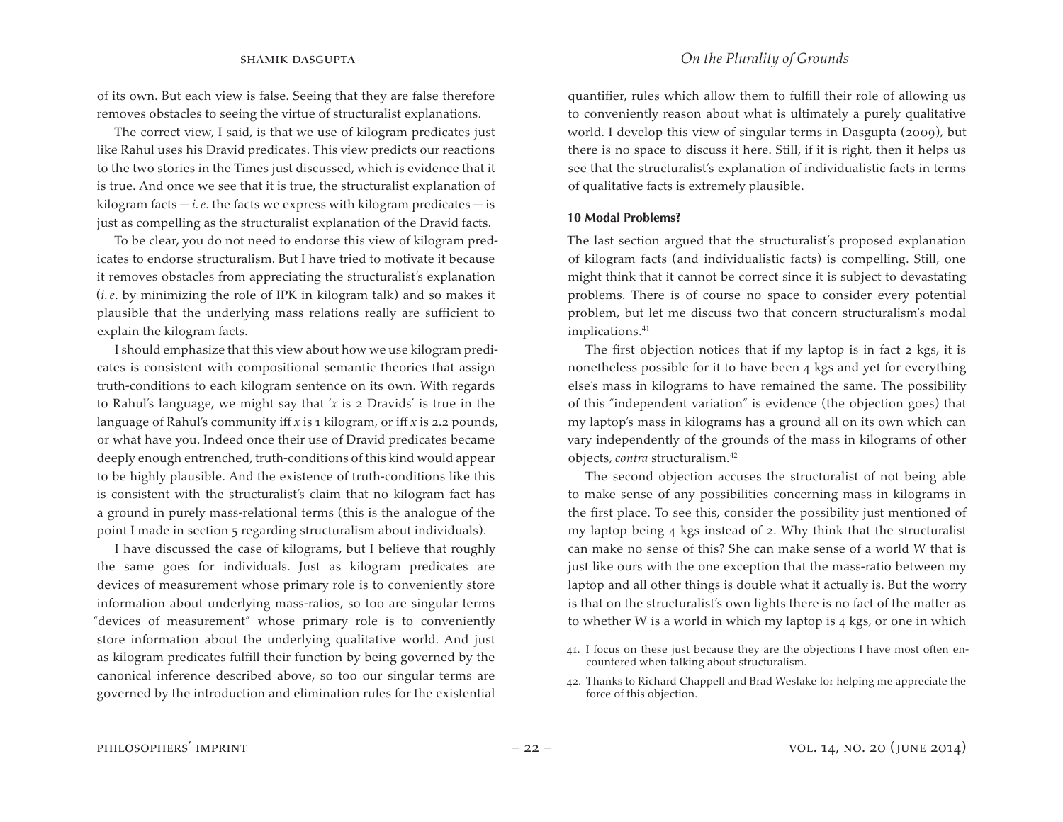of its own. But each view is false. Seeing that they are false therefore removes obstacles to seeing the virtue of structuralist explanations.

The correct view, I said, is that we use of kilogram predicates just like Rahul uses his Dravid predicates. This view predicts our reactions to the two stories in the Times just discussed, which is evidence that it is true. And once we see that it is true, the structuralist explanation of kilogram facts — *i.e.* the facts we express with kilogram predicates — is just as compelling as the structuralist explanation of the Dravid facts.

To be clear, you do not need to endorse this view of kilogram predicates to endorse structuralism. But I have tried to motivate it because it removes obstacles from appreciating the structuralist's explanation (*i.e.* by minimizing the role of IPK in kilogram talk) and so makes it plausible that the underlying mass relations really are sufficient to explain the kilogram facts.

I should emphasize that this view about how we use kilogram predicates is consistent with compositional semantic theories that assign truth-conditions to each kilogram sentence on its own. With regards to Rahul's language, we might say that '*x* is 2 Dravids' is true in the language of Rahul's community iff *x* is 1 kilogram, or iff *x* is 2.2 pounds, or what have you. Indeed once their use of Dravid predicates became deeply enough entrenched, truth-conditions of this kind would appear to be highly plausible. And the existence of truth-conditions like this is consistent with the structuralist's claim that no kilogram fact has a ground in purely mass-relational terms (this is the analogue of the point I made in section 5 regarding structuralism about individuals).

I have discussed the case of kilograms, but I believe that roughly the same goes for individuals. Just as kilogram predicates are devices of measurement whose primary role is to conveniently store information about underlying mass-ratios, so too are singular terms "devices of measurement" whose primary role is to conveniently store information about the underlying qualitative world. And just as kilogram predicates fulfill their function by being governed by the canonical inference described above, so too our singular terms are governed by the introduction and elimination rules for the existential quantifier, rules which allow them to fulfill their role of allowing us to conveniently reason about what is ultimately a purely qualitative world. I develop this view of singular terms in Dasgupta (2009), but there is no space to discuss it here. Still, if it is right, then it helps us see that the structuralist's explanation of individualistic facts in terms of qualitative facts is extremely plausible.

## 10 Modal Problems?

The last section argued that the structuralist's proposed explanation of kilogram facts (and individualistic facts) is compelling. Still, one might think that it cannot be correct since it is subject to devastating problems. There is of course no space to consider every potential problem, but let me discuss two that concern structuralism's modal implications.[41]

The first objection notices that if my laptop is in fact 2 kgs, it is nonetheless possible for it to have been 4 kgs and yet for everything else's mass in kilograms to have remained the same. The possibility of this "independent variation" is evidence (the objection goes) that my laptop's mass in kilograms has a ground all on its own which can vary independently of the grounds of the mass in kilograms of other objects, *contra* structuralism.[42]

The second objection accuses the structuralist of not being able to make sense of any possibilities concerning mass in kilograms in the first place. To see this, consider the possibility just mentioned of my laptop being 4 kgs instead of 2. Why think that the structuralist can make no sense of this? She can make sense of a world W that is just like ours with the one exception that the mass-ratio between my laptop and all other things is double what it actually is. But the worry is that on the structuralist's own lights there is no fact of the matter as to whether W is a world in which my laptop is 4 kgs, or one in which

41. I focus on these just because they are the objections I have most often encountered when talking about structuralism.

42. Thanks to Richard Chappell and Brad Weslake for helping me appreciate the force of this objection.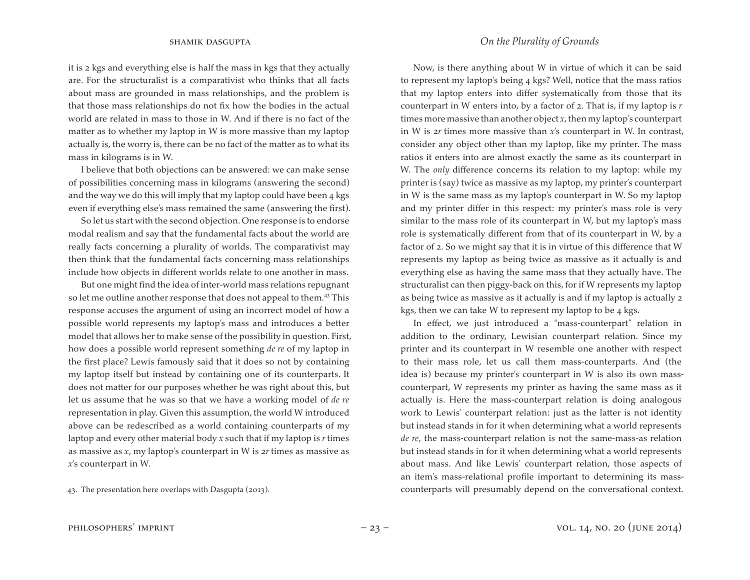it is 2 kgs and everything else is half the mass in kgs that they actually are. For the structuralist is a comparativist who thinks that all facts about mass are grounded in mass relationships, and the problem is that those mass relationships do not fix how the bodies in the actual world are related in mass to those in W. And if there is no fact of the matter as to whether my laptop in W is more massive than my laptop actually is, the worry is, there can be no fact of the matter as to what its mass in kilograms is in W.

I believe that both objections can be answered: we can make sense of possibilities concerning mass in kilograms (answering the second) and the way we do this will imply that my laptop could have been 4 kgs even if everything else's mass remained the same (answering the first).

So let us start with the second objection. One response is to endorse modal realism and say that the fundamental facts about the world are really facts concerning a plurality of worlds. The comparativist may then think that the fundamental facts concerning mass relationships include how objects in different worlds relate to one another in mass.

But one might find the idea of inter-world mass relations repugnant so let me outline another response that does not appeal to them.[43] This response accuses the argument of using an incorrect model of how a possible world represents my laptop's mass and introduces a better model that allows her to make sense of the possibility in question. First, how does a possible world represent something *de re* of my laptop in the first place? Lewis famously said that it does so not by containing my laptop itself but instead by containing one of its counterparts. It does not matter for our purposes whether he was right about this, but let us assume that he was so that we have a working model of *de re* representation in play. Given this assumption, the world W introduced above can be redescribed as a world containing counterparts of my laptop and every other material body $x$ such that if my laptop is $r$ times as massive as $x$, my laptop's counterpart in W is $2r$ times as massive as $x$'s counterpart in W.

Now, is there anything about W in virtue of which it can be said to represent my laptop's being 4 kgs? Well, notice that the mass ratios that my laptop enters into differ systematically from those that its counterpart in W enters into, by a factor of 2. That is, if my laptop is $r$ times more massive than another object $x$, then my laptop's counterpart in W is $2r$ times more massive than $x$'s counterpart in W. In contrast, consider any object other than my laptop, like my printer. The mass ratios it enters into are almost exactly the same as its counterpart in W. The *only* difference concerns its relation to my laptop: while my printer is (say) twice as massive as my laptop, my printer's counterpart in W is the same mass as my laptop's counterpart in W. So my laptop and my printer differ in this respect: my printer's mass role is very similar to the mass role of its counterpart in W, but my laptop's mass role is systematically different from that of its counterpart in W, by a factor of 2. So we might say that it is in virtue of this difference that W represents my laptop as being twice as massive as it actually is and everything else as having the same mass that they actually have. The structuralist can then piggy-back on this, for if W represents my laptop as being twice as massive as it actually is and if my laptop is actually 2 kgs, then we can take W to represent my laptop to be 4 kgs.

In effect, we just introduced a "mass-counterpart" relation in addition to the ordinary, Lewisian counterpart relation. Since my printer and its counterpart in W resemble one another with respect to their mass role, let us call them mass-counterparts. And (the idea is) because my printer's counterpart in W is also its own mass-counterpart, W represents my printer as having the same mass as it actually is. Here the mass-counterpart relation is doing analogous work to Lewis' counterpart relation: just as the latter is not identity but instead stands in for it when determining what a world represents *de re*, the mass-counterpart relation is not the same-mass-as relation but instead stands in for it when determining what a world represents about mass. And like Lewis' counterpart relation, those aspects of an item's mass-relational profile important to determining its mass-counterparts will presumably depend on the conversational context.

43. The presentation here overlaps with Dasgupta (2013).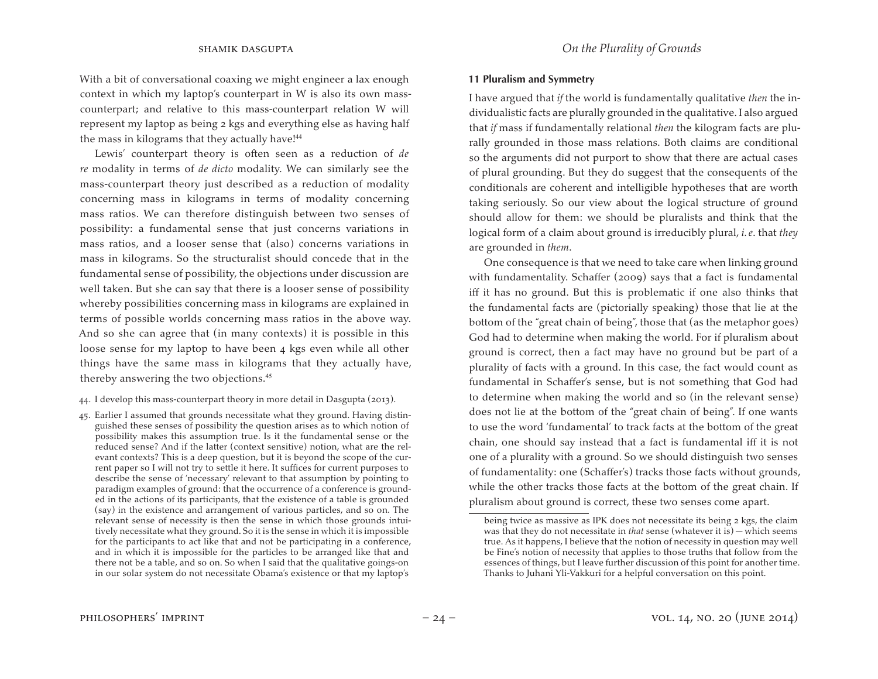With a bit of conversational coaxing we might engineer a lax enough context in which my laptop's counterpart in W is also its own mass-counterpart; and relative to this mass-counterpart relation W will represent my laptop as being 2 kgs and everything else as having half the mass in kilograms that they actually have![44]

Lewis' counterpart theory is often seen as a reduction of *de re* modality in terms of *de dicto* modality. We can similarly see the mass-counterpart theory just described as a reduction of modality concerning mass in kilograms in terms of modality concerning mass ratios. We can therefore distinguish between two senses of possibility: a fundamental sense that just concerns variations in mass ratios, and a looser sense that (also) concerns variations in mass in kilograms. So the structuralist should concede that in the fundamental sense of possibility, the objections under discussion are well taken. But she can say that there is a looser sense of possibility whereby possibilities concerning mass in kilograms are explained in terms of possible worlds concerning mass ratios in the above way. And so she can agree that (in many contexts) it is possible in this loose sense for my laptop to have been 4 kgs even while all other things have the same mass in kilograms that they actually have, thereby answering the two objections.[45]

## 11 Pluralism and Symmetry

I have argued that *if* the world is fundamentally qualitative *then* the individualistic facts are plurally grounded in the qualitative. I also argued that *if* mass if fundamentally relational *then* the kilogram facts are plurally grounded in those mass relations. Both claims are conditional so the arguments did not purport to show that there are actual cases of plural grounding. But they do suggest that the consequents of the conditionals are coherent and intelligible hypotheses that are worth taking seriously. So our view about the logical structure of ground should allow for them: we should be pluralists and think that the logical form of a claim about ground is irreducibly plural, *i.e.* that *they* are grounded in *them*.

One consequence is that we need to take care when linking ground with fundamentality. Schaffer (2009) says that a fact is fundamental iff it has no ground. But this is problematic if one also thinks that the fundamental facts are (pictorially speaking) those that lie at the bottom of the "great chain of being", those that (as the metaphor goes) God had to determine when making the world. For if pluralism about ground is correct, then a fact may have no ground but be part of a plurality of facts with a ground. In this case, the fact would count as fundamental in Schaffer's sense, but is not something that God had to determine when making the world and so (in the relevant sense) does not lie at the bottom of the "great chain of being". If one wants to use the word 'fundamental' to track facts at the bottom of the great chain, one should say instead that a fact is fundamental iff it is not one of a plurality with a ground. So we should distinguish two senses of fundamentality: one (Schaffer's) tracks those facts without grounds, while the other tracks those facts at the bottom of the great chain. If pluralism about ground is correct, these two senses come apart.

44. I develop this mass-counterpart theory in more detail in Dasgupta (2013).

45. Earlier I assumed that grounds necessitate what they ground. Having distinguished these senses of possibility the question arises as to which notion of possibility makes this assumption true. Is it the fundamental sense or the reduced sense? And if the latter (context sensitive) notion, what are the relevant contexts? This is a deep question, but it is beyond the scope of the current paper so I will not try to settle it here. It suffices for current purposes to describe the sense of 'necessary' relevant to that assumption by pointing to paradigm examples of ground: that the occurrence of a conference is grounded in the actions of its participants, that the existence of a table is grounded (say) in the existence and arrangement of various particles, and so on. The relevant sense of necessity is then the sense in which those grounds intuitively necessitate what they ground. So it is the sense in which it is impossible for the participants to act like that and not be participating in a conference, and in which it is impossible for the particles to be arranged like that and there not be a table, and so on. So when I said that the qualitative goings-on in our solar system do not necessitate Obama's existence or that my laptop's being twice as massive as IPK does not necessitate its being 2 kgs, the claim was that they do not necessitate in *that* sense (whatever it is) — which seems true. As it happens, I believe that the notion of necessity in question may well be Fine's notion of necessity that applies to those truths that follow from the essences of things, but I leave further discussion of this point for another time. Thanks to Juhani Yli-Vakkuri for a helpful conversation on this point.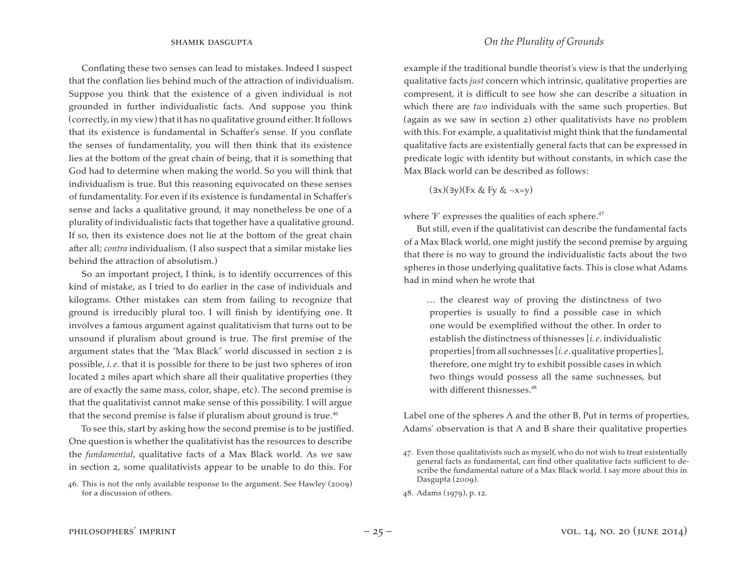Conflating these two senses can lead to mistakes. Indeed I suspect that the conflation lies behind much of the attraction of individualism. Suppose you think that the existence of a given individual is not grounded in further individualistic facts. And suppose you think (correctly, in my view) that it has no qualitative ground either. It follows that its existence is fundamental in Schaffer's sense. If you conflate the senses of fundamentality, you will then think that its existence lies at the bottom of the great chain of being, that it is something that God had to determine when making the world. So you will think that individualism is true. But this reasoning equivocated on these senses of fundamentality. For even if its existence is fundamental in Schaffer's sense and lacks a qualitative ground, it may nonetheless be one of a plurality of individualistic facts that together have a qualitative ground. If so, then its existence does not lie at the bottom of the great chain after all; *contra* individualism. (I also suspect that a similar mistake lies behind the attraction of absolutism.)

So an important project, I think, is to identify occurrences of this kind of mistake, as I tried to do earlier in the case of individuals and kilograms. Other mistakes can stem from failing to recognize that ground is irreducibly plural too. I will finish by identifying one. It involves a famous argument against qualitativism that turns out to be unsound if pluralism about ground is true. The first premise of the argument states that the "Max Black" world discussed in section 2 is possible, *i.e.* that it is possible for there to be just two spheres of iron located 2 miles apart which share all their qualitative properties (they are of exactly the same mass, color, shape, etc). The second premise is that the qualitativist cannot make sense of this possibility. I will argue that the second premise is false if pluralism about ground is true.[46]

To see this, start by asking how the second premise is to be justified. One question is whether the qualitativist has the resources to describe the *fundamental*, qualitative facts of a Max Black world. As we saw in section 2, some qualitativists appear to be unable to do this. For example if the traditional bundle theorist's view is that the underlying qualitative facts *just* concern which intrinsic, qualitative properties are compresent, it is difficult to see how she can describe a situation in which there are *two* individuals with the same such properties. But (again as we saw in section 2) other qualitativists have no problem with this. For example, a qualitativist might think that the fundamental qualitative facts are existentially general facts that can be expressed in predicate logic with identity but without constants, in which case the Max Black world can be described as follows:

$$(\exists x)(\exists y)(Fx \; \& \; Fy \; \& \; {\sim}x{=}y)$$

where 'F' expresses the qualities of each sphere.[47]

But still, even if the qualitativist can describe the fundamental facts of a Max Black world, one might justify the second premise by arguing that there is no way to ground the individualistic facts about the two spheres in those underlying qualitative facts. This is close what Adams had in mind when he wrote that

> … the clearest way of proving the distinctness of two properties is usually to find a possible case in which one would be exemplified without the other. In order to establish the distinctness of thisnesses [*i.e.* individualistic properties] from all suchnesses [*i.e.* qualitative properties], therefore, one might try to exhibit possible cases in which two things would possess all the same suchnesses, but with different thisnesses.[48]

Label one of the spheres A and the other B. Put in terms of properties, Adams' observation is that A and B share their qualitative properties

46. This is not the only available response to the argument. See Hawley (2009) for a discussion of others.

47. Even those qualitativists such as myself, who do not wish to treat existentially general facts as fundamental, can find other qualitative facts sufficient to describe the fundamental nature of a Max Black world. I say more about this in Dasgupta (2009).

48. Adams (1979), p. 12.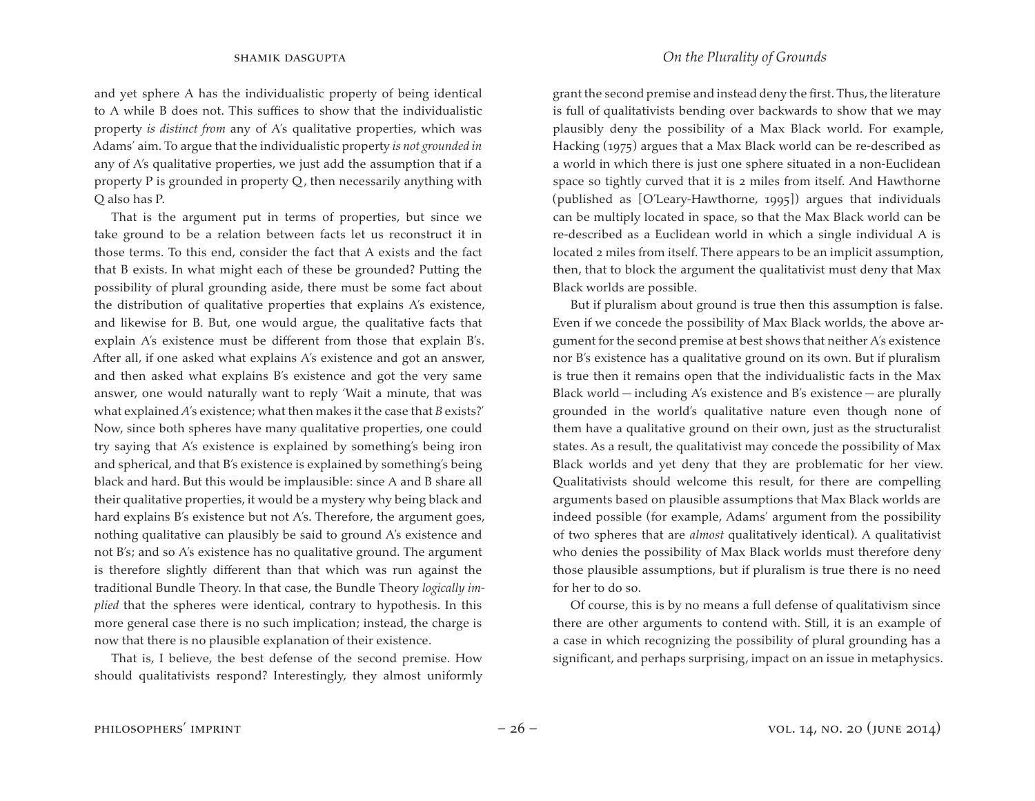and yet sphere A has the individualistic property of being identical to A while B does not. This suffices to show that the individualistic property *is distinct from* any of A's qualitative properties, which was Adams' aim. To argue that the individualistic property *is not grounded in* any of A's qualitative properties, we just add the assumption that if a property P is grounded in property Q, then necessarily anything with Q also has P.

That is the argument put in terms of properties, but since we take ground to be a relation between facts let us reconstruct it in those terms. To this end, consider the fact that A exists and the fact that B exists. In what might each of these be grounded? Putting the possibility of plural grounding aside, there must be some fact about the distribution of qualitative properties that explains A's existence, and likewise for B. But, one would argue, the qualitative facts that explain A's existence must be different from those that explain B's. After all, if one asked what explains A's existence and got an answer, and then asked what explains B's existence and got the very same answer, one would naturally want to reply 'Wait a minute, that was what explained *A*'s existence; what then makes it the case that *B* exists?' Now, since both spheres have many qualitative properties, one could try saying that A's existence is explained by something's being iron and spherical, and that B's existence is explained by something's being black and hard. But this would be implausible: since A and B share all their qualitative properties, it would be a mystery why being black and hard explains B's existence but not A's. Therefore, the argument goes, nothing qualitative can plausibly be said to ground A's existence and not B's; and so A's existence has no qualitative ground. The argument is therefore slightly different than that which was run against the traditional Bundle Theory. In that case, the Bundle Theory *logically implied* that the spheres were identical, contrary to hypothesis. In this more general case there is no such implication; instead, the charge is now that there is no plausible explanation of their existence.

That is, I believe, the best defense of the second premise. How should qualitativists respond? Interestingly, they almost uniformly grant the second premise and instead deny the first. Thus, the literature is full of qualitativists bending over backwards to show that we may plausibly deny the possibility of a Max Black world. For example, Hacking (1975) argues that a Max Black world can be re-described as a world in which there is just one sphere situated in a non-Euclidean space so tightly curved that it is 2 miles from itself. And Hawthorne (published as [O'Leary-Hawthorne, 1995]) argues that individuals can be multiply located in space, so that the Max Black world can be re-described as a Euclidean world in which a single individual A is located 2 miles from itself. There appears to be an implicit assumption, then, that to block the argument the qualitativist must deny that Max Black worlds are possible.

But if pluralism about ground is true then this assumption is false. Even if we concede the possibility of Max Black worlds, the above argument for the second premise at best shows that neither A's existence nor B's existence has a qualitative ground on its own. But if pluralism is true then it remains open that the individualistic facts in the Max Black world — including A's existence and B's existence — are plurally grounded in the world's qualitative nature even though none of them have a qualitative ground on their own, just as the structuralist states. As a result, the qualitativist may concede the possibility of Max Black worlds and yet deny that they are problematic for her view. Qualitativists should welcome this result, for there are compelling arguments based on plausible assumptions that Max Black worlds are indeed possible (for example, Adams' argument from the possibility of two spheres that are *almost* qualitatively identical). A qualitativist who denies the possibility of Max Black worlds must therefore deny those plausible assumptions, but if pluralism is true there is no need for her to do so.

Of course, this is by no means a full defense of qualitativism since there are other arguments to contend with. Still, it is an example of a case in which recognizing the possibility of plural grounding has a significant, and perhaps surprising, impact on an issue in metaphysics.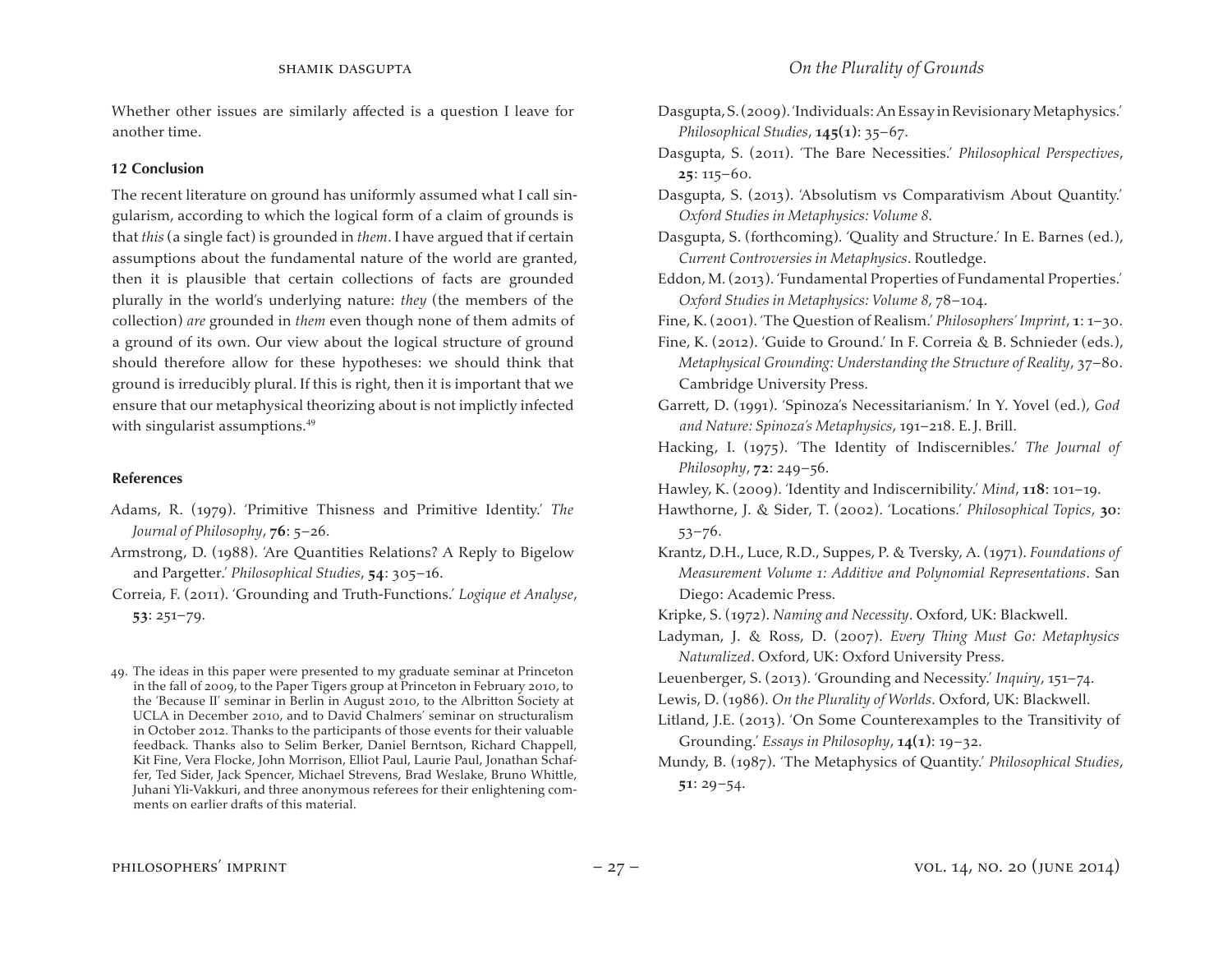Whether other issues are similarly affected is a question I leave for another time.

### 12 Conclusion

The recent literature on ground has uniformly assumed what I call singularism, according to which the logical form of a claim of grounds is that *this* (a single fact) is grounded in *them*. I have argued that if certain assumptions about the fundamental nature of the world are granted, then it is plausible that certain collections of facts are grounded plurally in the world's underlying nature: *they* (the members of the collection) *are* grounded in *them* even though none of them admits of a ground of its own. Our view about the logical structure of ground should therefore allow for these hypotheses: we should think that ground is irreducibly plural. If this is right, then it is important that we ensure that our metaphysical theorizing about is not implictly infected with singularist assumptions.[49]

### References

Adams, R. (1979). 'Primitive Thisness and Primitive Identity.' *The Journal of Philosophy*, **76**: 5–26.

Armstrong, D. (1988). 'Are Quantities Relations? A Reply to Bigelow and Pargetter.' *Philosophical Studies*, **54**: 305–16.

Correia, F. (2011). 'Grounding and Truth-Functions.' *Logique et Analyse*, **53**: 251–79.

Dasgupta, S. (2009). 'Individuals: An Essay in Revisionary Metaphysics.' *Philosophical Studies*, **145(1)**: 35–67.

Dasgupta, S. (2011). 'The Bare Necessities.' *Philosophical Perspectives*, **25**: 115–60.

Dasgupta, S. (2013). 'Absolutism vs Comparativism About Quantity.' *Oxford Studies in Metaphysics: Volume 8*.

Dasgupta, S. (forthcoming). 'Quality and Structure.' In E. Barnes (ed.), *Current Controversies in Metaphysics*. Routledge.

Eddon, M. (2013). 'Fundamental Properties of Fundamental Properties.' *Oxford Studies in Metaphysics: Volume 8*, 78–104.

Fine, K. (2001). 'The Question of Realism.' *Philosophers' Imprint*, **1**: 1–30.

Fine, K. (2012). 'Guide to Ground.' In F. Correia & B. Schnieder (eds.), *Metaphysical Grounding: Understanding the Structure of Reality*, 37–80. Cambridge University Press.

Garrett, D. (1991). 'Spinoza's Necessitarianism.' In Y. Yovel (ed.), *God and Nature: Spinoza's Metaphysics*, 191–218. E. J. Brill.

Hacking, I. (1975). 'The Identity of Indiscernibles.' *The Journal of Philosophy*, **72**: 249–56.

Hawley, K. (2009). 'Identity and Indiscernibility.' *Mind*, **118**: 101–19.

Hawthorne, J. & Sider, T. (2002). 'Locations.' *Philosophical Topics*, **30**: 53–76.

Krantz, D.H., Luce, R.D., Suppes, P. & Tversky, A. (1971). *Foundations of Measurement Volume 1: Additive and Polynomial Representations*. San Diego: Academic Press.

Kripke, S. (1972). *Naming and Necessity*. Oxford, UK: Blackwell.

Ladyman, J. & Ross, D. (2007). *Every Thing Must Go: Metaphysics Naturalized*. Oxford, UK: Oxford University Press.

Leuenberger, S. (2013). 'Grounding and Necessity.' *Inquiry*, 151–74.

Lewis, D. (1986). *On the Plurality of Worlds*. Oxford, UK: Blackwell.

Litland, J.E. (2013). 'On Some Counterexamples to the Transitivity of Grounding.' *Essays in Philosophy*, **14(1)**: 19–32.

Mundy, B. (1987). 'The Metaphysics of Quantity.' *Philosophical Studies*, **51**: 29–54.

---

49. The ideas in this paper were presented to my graduate seminar at Princeton in the fall of 2009, to the Paper Tigers group at Princeton in February 2010, to the 'Because II' seminar in Berlin in August 2010, to the Albritton Society at UCLA in December 2010, and to David Chalmers' seminar on structuralism in October 2012. Thanks to the participants of those events for their valuable feedback. Thanks also to Selim Berker, Daniel Berntson, Richard Chappell, Kit Fine, Vera Flocke, John Morrison, Elliot Paul, Laurie Paul, Jonathan Schaffer, Ted Sider, Jack Spencer, Michael Strevens, Brad Weslake, Bruno Whittle, Juhani Yli-Vakkuri, and three anonymous referees for their enlightening comments on earlier drafts of this material.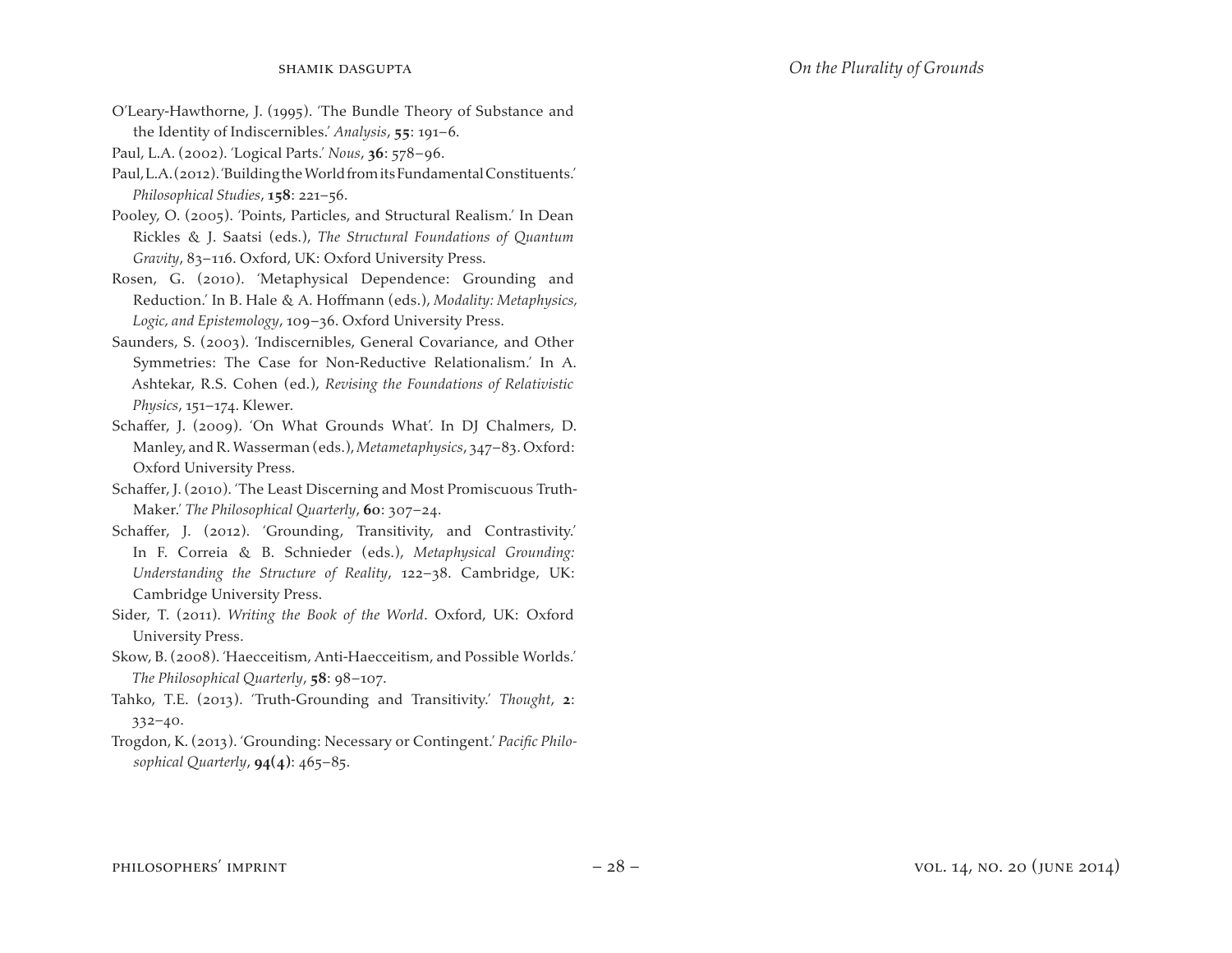O'Leary-Hawthorne, J. (1995). 'The Bundle Theory of Substance and the Identity of Indiscernibles.' *Analysis*, **55**: 191–6.

Paul, L.A. (2002). 'Logical Parts.' *Nous*, **36**: 578–96.

Paul, L.A. (2012). 'Building the World from its Fundamental Constituents.' *Philosophical Studies*, **158**: 221–56.

Pooley, O. (2005). 'Points, Particles, and Structural Realism.' In Dean Rickles & J. Saatsi (eds.), *The Structural Foundations of Quantum Gravity*, 83–116. Oxford, UK: Oxford University Press.

Rosen, G. (2010). 'Metaphysical Dependence: Grounding and Reduction.' In B. Hale & A. Hoffmann (eds.), *Modality: Metaphysics, Logic, and Epistemology*, 109–36. Oxford University Press.

Saunders, S. (2003). 'Indiscernibles, General Covariance, and Other Symmetries: The Case for Non-Reductive Relationalism.' In A. Ashtekar, R.S. Cohen (ed.), *Revising the Foundations of Relativistic Physics*, 151–174. Klewer.

Schaffer, J. (2009). 'On What Grounds What'. In DJ Chalmers, D. Manley, and R. Wasserman (eds.), *Metametaphysics*, 347–83. Oxford: Oxford University Press.

Schaffer, J. (2010). 'The Least Discerning and Most Promiscuous Truth-Maker.' *The Philosophical Quarterly*, **60**: 307–24.

Schaffer, J. (2012). 'Grounding, Transitivity, and Contrastivity.' In F. Correia & B. Schnieder (eds.), *Metaphysical Grounding: Understanding the Structure of Reality*, 122–38. Cambridge, UK: Cambridge University Press.

Sider, T. (2011). *Writing the Book of the World*. Oxford, UK: Oxford University Press.

Skow, B. (2008). 'Haecceitism, Anti-Haecceitism, and Possible Worlds.' *The Philosophical Quarterly*, **58**: 98–107.

Tahko, T.E. (2013). 'Truth-Grounding and Transitivity.' *Thought*, **2**: 332–40.

Trogdon, K. (2013). 'Grounding: Necessary or Contingent.' *Pacific Philosophical Quarterly*, **94(4)**: 465–85.